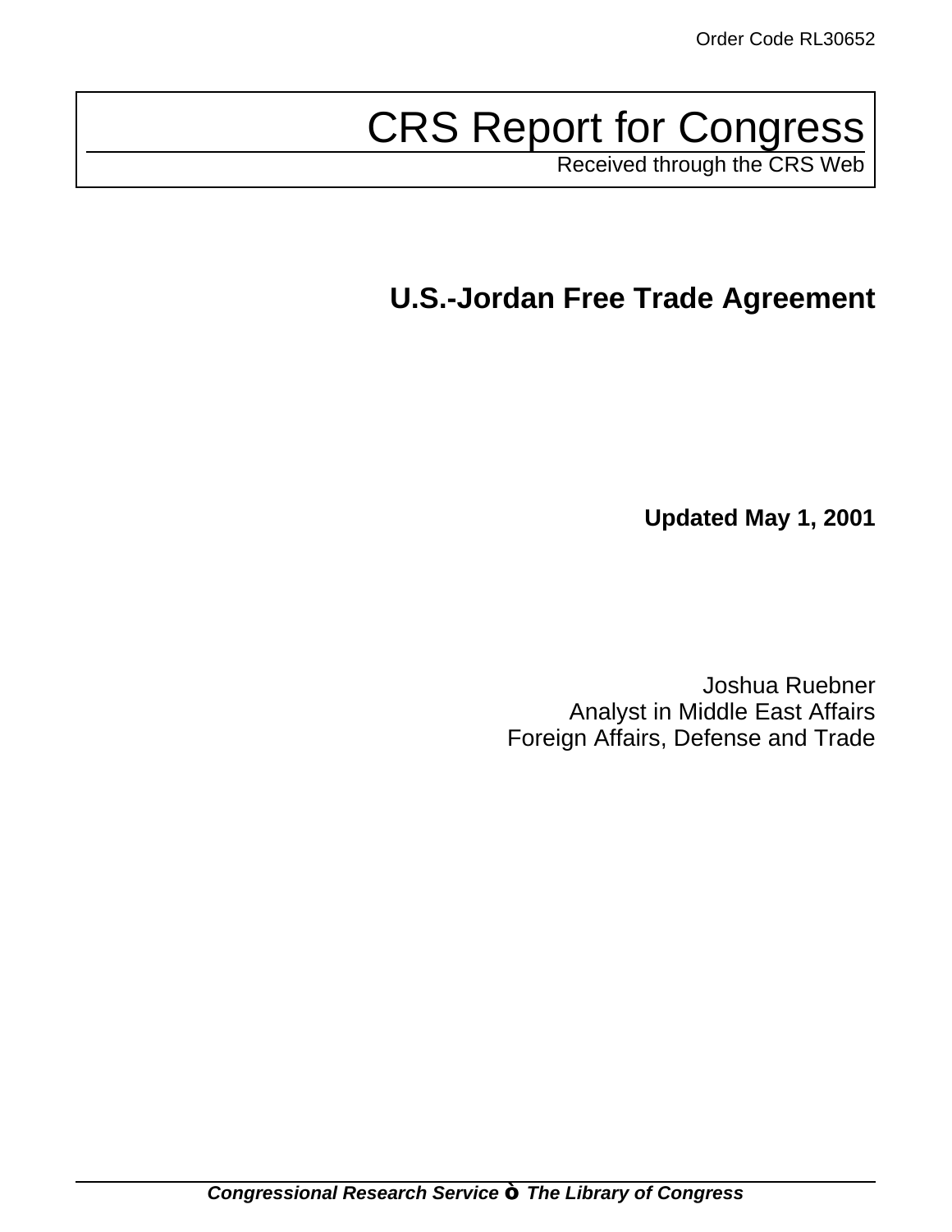Order Code RL30652

# CRS Report for Congress

Received through the CRS Web

## U.S.-Jordan Free Trade Agreement

**Updated May 1, 2001**

Joshua Ruebner
Analyst in Middle East Affairs
Foreign Affairs, Defense and Trade

***Congressional Research Service ◊ The Library of Congress***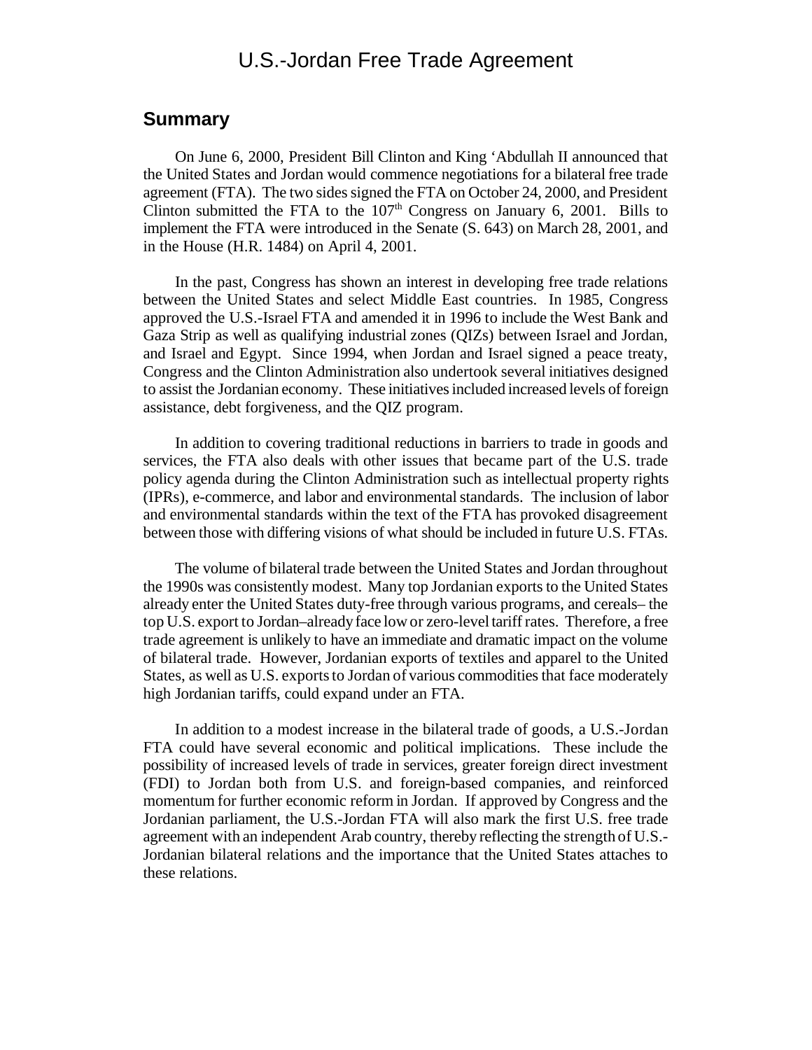# U.S.-Jordan Free Trade Agreement

## Summary

On June 6, 2000, President Bill Clinton and King ‘Abdullah II announced that the United States and Jordan would commence negotiations for a bilateral free trade agreement (FTA). The two sides signed the FTA on October 24, 2000, and President Clinton submitted the FTA to the 107th Congress on January 6, 2001. Bills to implement the FTA were introduced in the Senate (S. 643) on March 28, 2001, and in the House (H.R. 1484) on April 4, 2001.

In the past, Congress has shown an interest in developing free trade relations between the United States and select Middle East countries. In 1985, Congress approved the U.S.-Israel FTA and amended it in 1996 to include the West Bank and Gaza Strip as well as qualifying industrial zones (QIZs) between Israel and Jordan, and Israel and Egypt. Since 1994, when Jordan and Israel signed a peace treaty, Congress and the Clinton Administration also undertook several initiatives designed to assist the Jordanian economy. These initiatives included increased levels of foreign assistance, debt forgiveness, and the QIZ program.

In addition to covering traditional reductions in barriers to trade in goods and services, the FTA also deals with other issues that became part of the U.S. trade policy agenda during the Clinton Administration such as intellectual property rights (IPRs), e-commerce, and labor and environmental standards. The inclusion of labor and environmental standards within the text of the FTA has provoked disagreement between those with differing visions of what should be included in future U.S. FTAs.

The volume of bilateral trade between the United States and Jordan throughout the 1990s was consistently modest. Many top Jordanian exports to the United States already enter the United States duty-free through various programs, and cereals– the top U.S. export to Jordan–already face low or zero-level tariff rates. Therefore, a free trade agreement is unlikely to have an immediate and dramatic impact on the volume of bilateral trade. However, Jordanian exports of textiles and apparel to the United States, as well as U.S. exports to Jordan of various commodities that face moderately high Jordanian tariffs, could expand under an FTA.

In addition to a modest increase in the bilateral trade of goods, a U.S.-Jordan FTA could have several economic and political implications. These include the possibility of increased levels of trade in services, greater foreign direct investment (FDI) to Jordan both from U.S. and foreign-based companies, and reinforced momentum for further economic reform in Jordan. If approved by Congress and the Jordanian parliament, the U.S.-Jordan FTA will also mark the first U.S. free trade agreement with an independent Arab country, thereby reflecting the strength of U.S.-Jordanian bilateral relations and the importance that the United States attaches to these relations.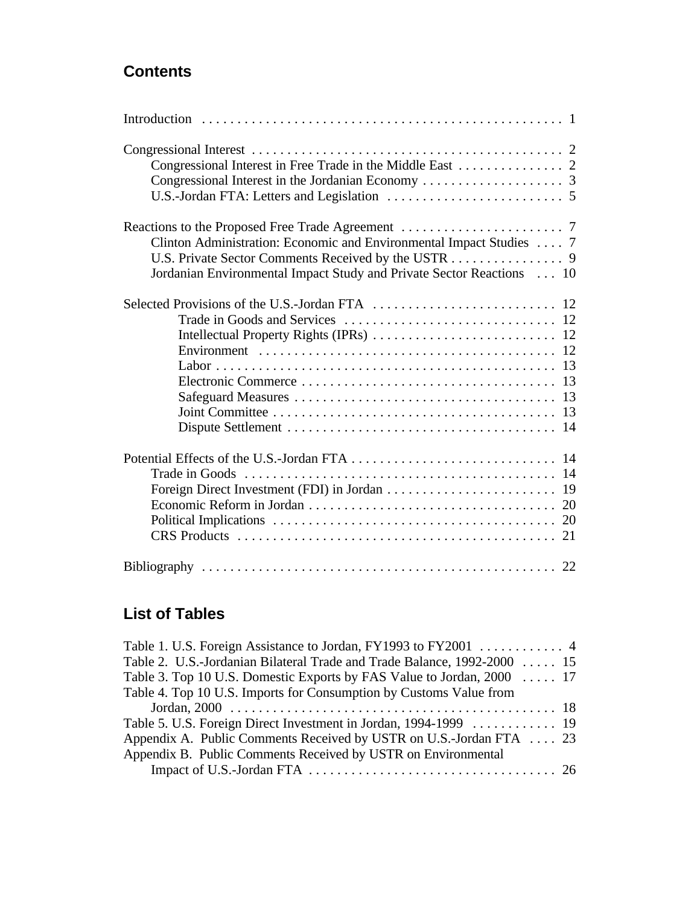## Contents

Introduction . . . . . . . . . . . . . . . . . . . . . . . . . . . . . . . . . . . . . . . . . . . . . . . . . . . 1

Congressional Interest . . . . . . . . . . . . . . . . . . . . . . . . . . . . . . . . . . . . . . . . . . . . 2
- Congressional Interest in Free Trade in the Middle East . . . . . . . . . . . . . . . 2
- Congressional Interest in the Jordanian Economy . . . . . . . . . . . . . . . . . . . . 3
- U.S.-Jordan FTA: Letters and Legislation . . . . . . . . . . . . . . . . . . . . . . . . . 5

Reactions to the Proposed Free Trade Agreement . . . . . . . . . . . . . . . . . . . . . . . 7
- Clinton Administration: Economic and Environmental Impact Studies . . . . 7
- U.S. Private Sector Comments Received by the USTR . . . . . . . . . . . . . . . . 9
- Jordanian Environmental Impact Study and Private Sector Reactions . . . 10

Selected Provisions of the U.S.-Jordan FTA . . . . . . . . . . . . . . . . . . . . . . . . . . 12
- Trade in Goods and Services . . . . . . . . . . . . . . . . . . . . . . . . . . . . . . 12
- Intellectual Property Rights (IPRs) . . . . . . . . . . . . . . . . . . . . . . . . . . 12
- Environment . . . . . . . . . . . . . . . . . . . . . . . . . . . . . . . . . . . . . . . . . 12
- Labor . . . . . . . . . . . . . . . . . . . . . . . . . . . . . . . . . . . . . . . . . . . . . . . 13
- Electronic Commerce . . . . . . . . . . . . . . . . . . . . . . . . . . . . . . . . . . . 13
- Safeguard Measures . . . . . . . . . . . . . . . . . . . . . . . . . . . . . . . . . . . . 13
- Joint Committee . . . . . . . . . . . . . . . . . . . . . . . . . . . . . . . . . . . . . . . 13
- Dispute Settlement . . . . . . . . . . . . . . . . . . . . . . . . . . . . . . . . . . . . . 14

Potential Effects of the U.S.-Jordan FTA . . . . . . . . . . . . . . . . . . . . . . . . . . . . . 14
- Trade in Goods . . . . . . . . . . . . . . . . . . . . . . . . . . . . . . . . . . . . . . . . . . . 14
- Foreign Direct Investment (FDI) in Jordan . . . . . . . . . . . . . . . . . . . . . . . . 19
- Economic Reform in Jordan . . . . . . . . . . . . . . . . . . . . . . . . . . . . . . . . . . . 20
- Political Implications . . . . . . . . . . . . . . . . . . . . . . . . . . . . . . . . . . . . . . . . 20
- CRS Products . . . . . . . . . . . . . . . . . . . . . . . . . . . . . . . . . . . . . . . . . . . . . 21

Bibliography . . . . . . . . . . . . . . . . . . . . . . . . . . . . . . . . . . . . . . . . . . . . . . . . . . 22

## List of Tables

Table 1. U.S. Foreign Assistance to Jordan, FY1993 to FY2001 . . . . . . . . . . . . 4
Table 2. U.S.-Jordanian Bilateral Trade and Trade Balance, 1992-2000 . . . . . 15
Table 3. Top 10 U.S. Domestic Exports by FAS Value to Jordan, 2000 . . . . . 17
Table 4. Top 10 U.S. Imports for Consumption by Customs Value from Jordan, 2000 . . . . . . . . . . . . . . . . . . . . . . . . . . . . . . . . . . . . . . . . . . . . . 18
Table 5. U.S. Foreign Direct Investment in Jordan, 1994-1999 . . . . . . . . . . . . 19
Appendix A. Public Comments Received by USTR on U.S.-Jordan FTA . . . . 23
Appendix B. Public Comments Received by USTR on Environmental Impact of U.S.-Jordan FTA . . . . . . . . . . . . . . . . . . . . . . . . . . . . . . . . . . . 26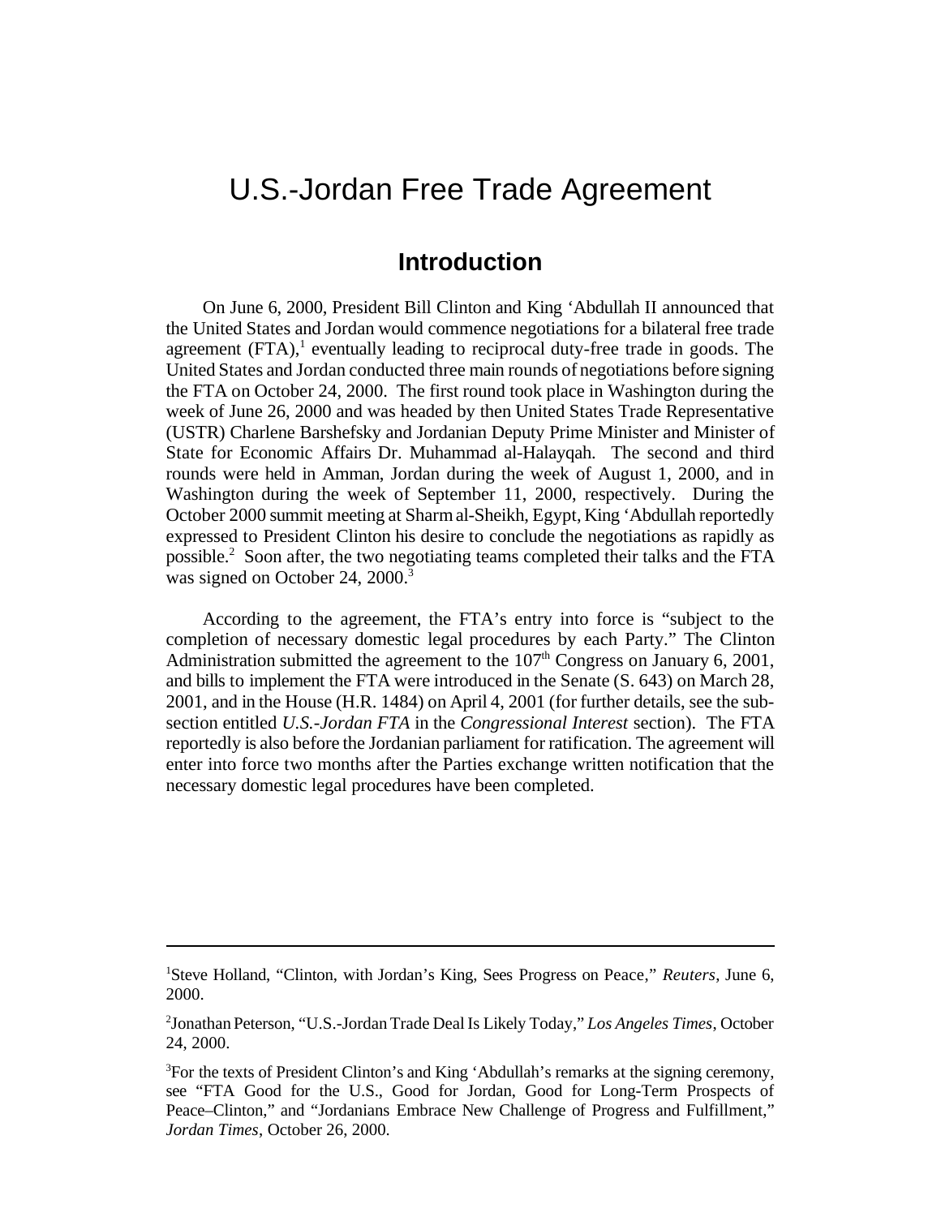# U.S.-Jordan Free Trade Agreement

## Introduction

On June 6, 2000, President Bill Clinton and King 'Abdullah II announced that the United States and Jordan would commence negotiations for a bilateral free trade agreement (FTA),[1] eventually leading to reciprocal duty-free trade in goods. The United States and Jordan conducted three main rounds of negotiations before signing the FTA on October 24, 2000. The first round took place in Washington during the week of June 26, 2000 and was headed by then United States Trade Representative (USTR) Charlene Barshefsky and Jordanian Deputy Prime Minister and Minister of State for Economic Affairs Dr. Muhammad al-Halayqah. The second and third rounds were held in Amman, Jordan during the week of August 1, 2000, and in Washington during the week of September 11, 2000, respectively. During the October 2000 summit meeting at Sharm al-Sheikh, Egypt, King 'Abdullah reportedly expressed to President Clinton his desire to conclude the negotiations as rapidly as possible.[2] Soon after, the two negotiating teams completed their talks and the FTA was signed on October 24, 2000.[3]

According to the agreement, the FTA's entry into force is "subject to the completion of necessary domestic legal procedures by each Party." The Clinton Administration submitted the agreement to the 107th Congress on January 6, 2001, and bills to implement the FTA were introduced in the Senate (S. 643) on March 28, 2001, and in the House (H.R. 1484) on April 4, 2001 (for further details, see the sub-section entitled *U.S.-Jordan FTA* in the *Congressional Interest* section). The FTA reportedly is also before the Jordanian parliament for ratification. The agreement will enter into force two months after the Parties exchange written notification that the necessary domestic legal procedures have been completed.

---

[1] Steve Holland, "Clinton, with Jordan's King, Sees Progress on Peace," *Reuters*, June 6, 2000.

[2] Jonathan Peterson, "U.S.-Jordan Trade Deal Is Likely Today," *Los Angeles Times*, October 24, 2000.

[3] For the texts of President Clinton's and King 'Abdullah's remarks at the signing ceremony, see "FTA Good for the U.S., Good for Jordan, Good for Long-Term Prospects of Peace–Clinton," and "Jordanians Embrace New Challenge of Progress and Fulfillment," *Jordan Times*, October 26, 2000.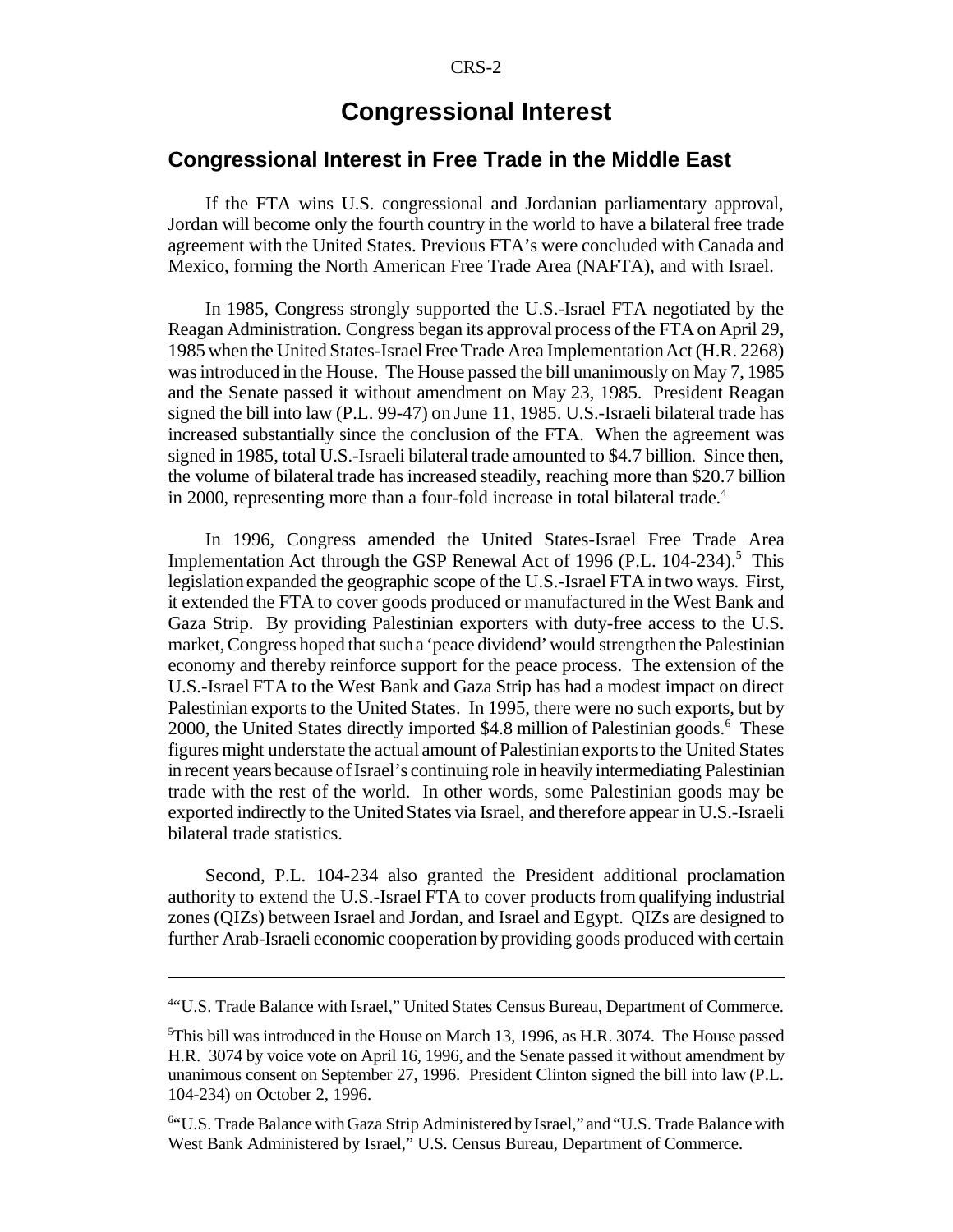# Congressional Interest

## Congressional Interest in Free Trade in the Middle East

If the FTA wins U.S. congressional and Jordanian parliamentary approval, Jordan will become only the fourth country in the world to have a bilateral free trade agreement with the United States. Previous FTA's were concluded with Canada and Mexico, forming the North American Free Trade Area (NAFTA), and with Israel.

In 1985, Congress strongly supported the U.S.-Israel FTA negotiated by the Reagan Administration. Congress began its approval process of the FTA on April 29, 1985 when the United States-Israel Free Trade Area Implementation Act (H.R. 2268) was introduced in the House. The House passed the bill unanimously on May 7, 1985 and the Senate passed it without amendment on May 23, 1985. President Reagan signed the bill into law (P.L. 99-47) on June 11, 1985. U.S.-Israeli bilateral trade has increased substantially since the conclusion of the FTA. When the agreement was signed in 1985, total U.S.-Israeli bilateral trade amounted to $4.7 billion. Since then, the volume of bilateral trade has increased steadily, reaching more than $20.7 billion in 2000, representing more than a four-fold increase in total bilateral trade.[4]

In 1996, Congress amended the United States-Israel Free Trade Area Implementation Act through the GSP Renewal Act of 1996 (P.L. 104-234).[5] This legislation expanded the geographic scope of the U.S.-Israel FTA in two ways. First, it extended the FTA to cover goods produced or manufactured in the West Bank and Gaza Strip. By providing Palestinian exporters with duty-free access to the U.S. market, Congress hoped that such a 'peace dividend' would strengthen the Palestinian economy and thereby reinforce support for the peace process. The extension of the U.S.-Israel FTA to the West Bank and Gaza Strip has had a modest impact on direct Palestinian exports to the United States. In 1995, there were no such exports, but by 2000, the United States directly imported $4.8 million of Palestinian goods.[6] These figures might understate the actual amount of Palestinian exports to the United States in recent years because of Israel's continuing role in heavily intermediating Palestinian trade with the rest of the world. In other words, some Palestinian goods may be exported indirectly to the United States via Israel, and therefore appear in U.S.-Israeli bilateral trade statistics.

Second, P.L. 104-234 also granted the President additional proclamation authority to extend the U.S.-Israel FTA to cover products from qualifying industrial zones (QIZs) between Israel and Jordan, and Israel and Egypt. QIZs are designed to further Arab-Israeli economic cooperation by providing goods produced with certain

---

[4] "U.S. Trade Balance with Israel," United States Census Bureau, Department of Commerce.

[5] This bill was introduced in the House on March 13, 1996, as H.R. 3074. The House passed H.R. 3074 by voice vote on April 16, 1996, and the Senate passed it without amendment by unanimous consent on September 27, 1996. President Clinton signed the bill into law (P.L. 104-234) on October 2, 1996.

[6] "U.S. Trade Balance with Gaza Strip Administered by Israel," and "U.S. Trade Balance with West Bank Administered by Israel," U.S. Census Bureau, Department of Commerce.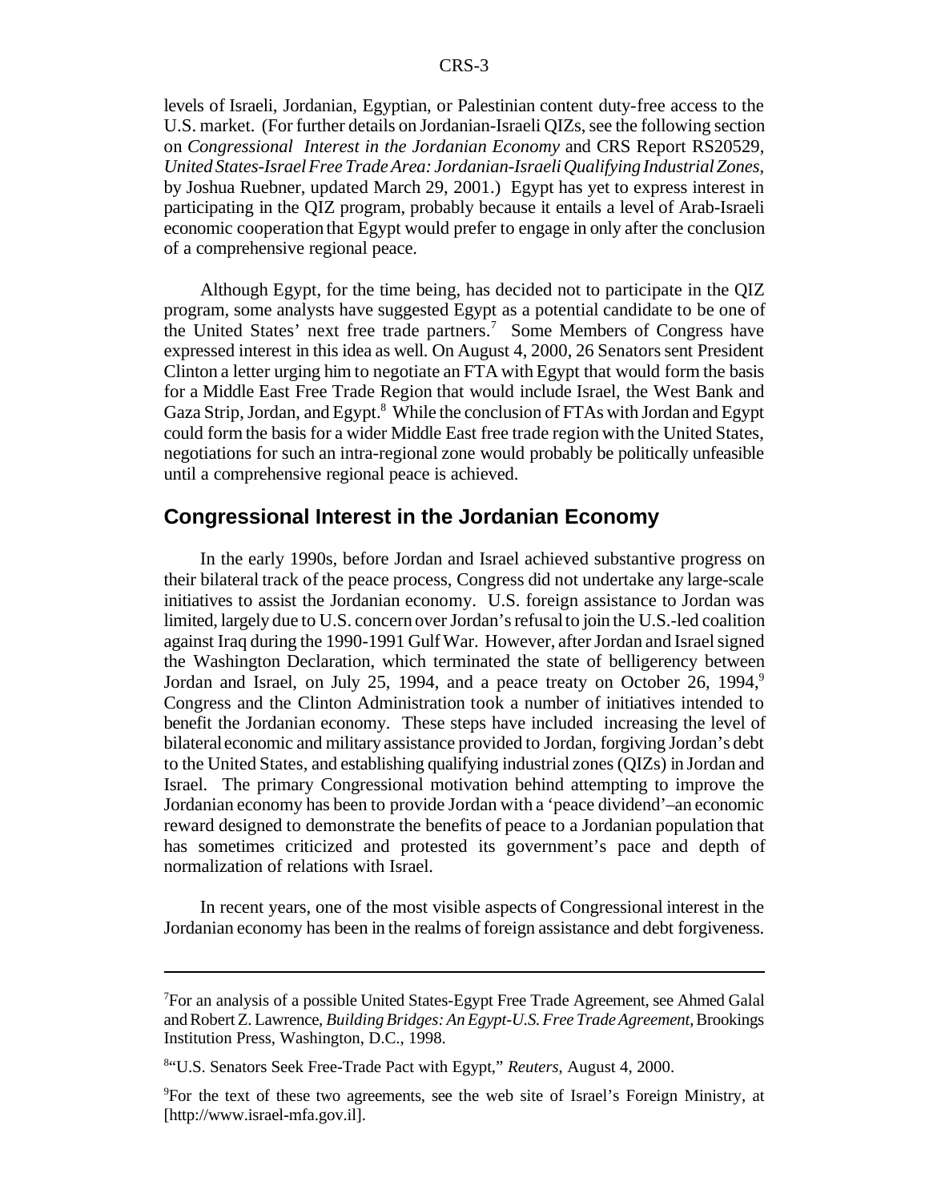levels of Israeli, Jordanian, Egyptian, or Palestinian content duty-free access to the U.S. market. (For further details on Jordanian-Israeli QIZs, see the following section on *Congressional Interest in the Jordanian Economy* and CRS Report RS20529, *United States-Israel Free Trade Area: Jordanian-Israeli Qualifying Industrial Zones*, by Joshua Ruebner, updated March 29, 2001.) Egypt has yet to express interest in participating in the QIZ program, probably because it entails a level of Arab-Israeli economic cooperation that Egypt would prefer to engage in only after the conclusion of a comprehensive regional peace.

Although Egypt, for the time being, has decided not to participate in the QIZ program, some analysts have suggested Egypt as a potential candidate to be one of the United States' next free trade partners.[7] Some Members of Congress have expressed interest in this idea as well. On August 4, 2000, 26 Senators sent President Clinton a letter urging him to negotiate an FTA with Egypt that would form the basis for a Middle East Free Trade Region that would include Israel, the West Bank and Gaza Strip, Jordan, and Egypt.[8] While the conclusion of FTAs with Jordan and Egypt could form the basis for a wider Middle East free trade region with the United States, negotiations for such an intra-regional zone would probably be politically unfeasible until a comprehensive regional peace is achieved.

## Congressional Interest in the Jordanian Economy

In the early 1990s, before Jordan and Israel achieved substantive progress on their bilateral track of the peace process, Congress did not undertake any large-scale initiatives to assist the Jordanian economy. U.S. foreign assistance to Jordan was limited, largely due to U.S. concern over Jordan's refusal to join the U.S.-led coalition against Iraq during the 1990-1991 Gulf War. However, after Jordan and Israel signed the Washington Declaration, which terminated the state of belligerency between Jordan and Israel, on July 25, 1994, and a peace treaty on October 26, 1994,[9] Congress and the Clinton Administration took a number of initiatives intended to benefit the Jordanian economy. These steps have included increasing the level of bilateral economic and military assistance provided to Jordan, forgiving Jordan's debt to the United States, and establishing qualifying industrial zones (QIZs) in Jordan and Israel. The primary Congressional motivation behind attempting to improve the Jordanian economy has been to provide Jordan with a 'peace dividend'–an economic reward designed to demonstrate the benefits of peace to a Jordanian population that has sometimes criticized and protested its government's pace and depth of normalization of relations with Israel.

In recent years, one of the most visible aspects of Congressional interest in the Jordanian economy has been in the realms of foreign assistance and debt forgiveness.

---

[7]For an analysis of a possible United States-Egypt Free Trade Agreement, see Ahmed Galal and Robert Z. Lawrence, *Building Bridges: An Egypt-U.S. Free Trade Agreement*, Brookings Institution Press, Washington, D.C., 1998.

[8]"U.S. Senators Seek Free-Trade Pact with Egypt," *Reuters*, August 4, 2000.

[9]For the text of these two agreements, see the web site of Israel's Foreign Ministry, at [http://www.israel-mfa.gov.il].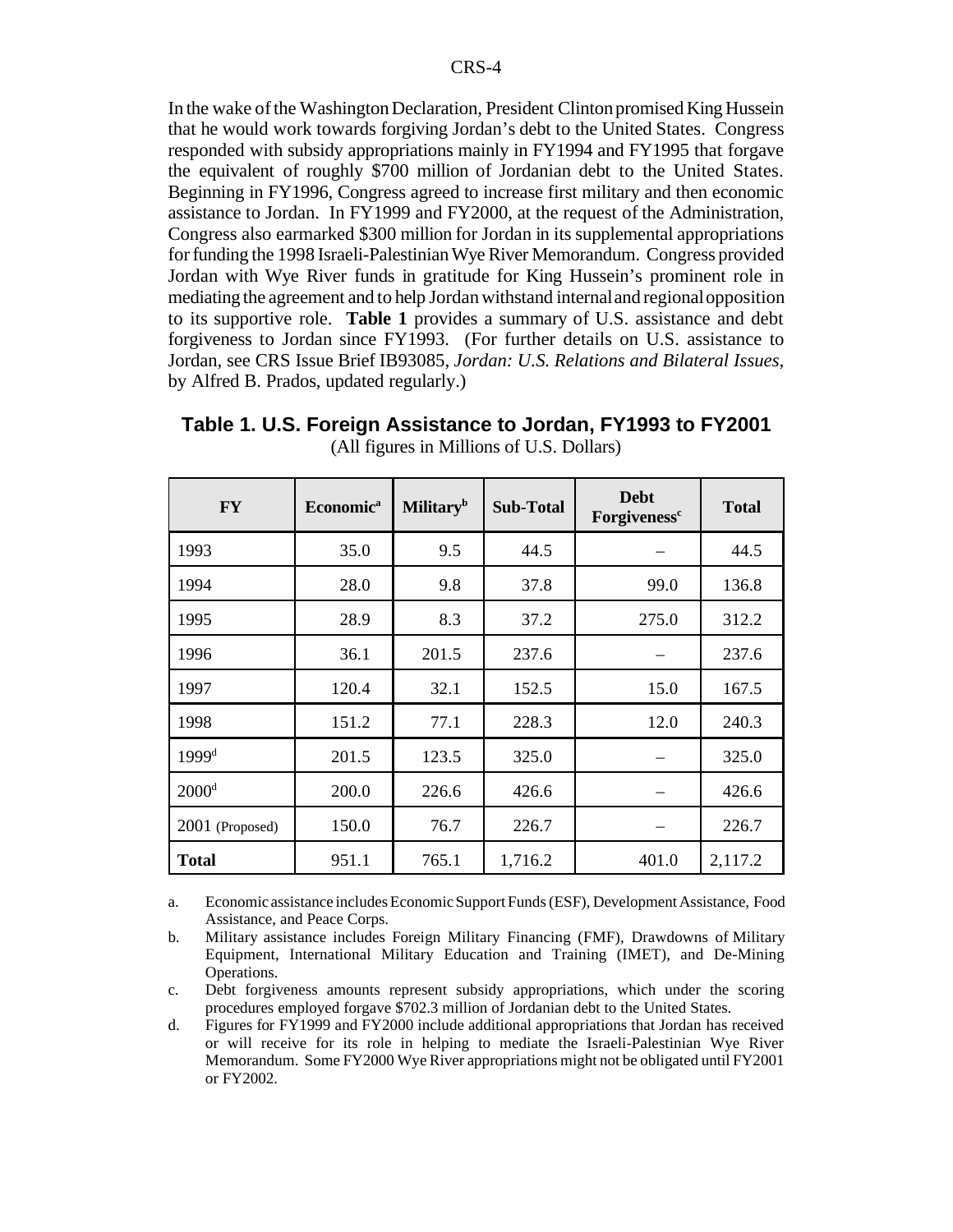In the wake of the Washington Declaration, President Clinton promised King Hussein that he would work towards forgiving Jordan's debt to the United States. Congress responded with subsidy appropriations mainly in FY1994 and FY1995 that forgave the equivalent of roughly $700 million of Jordanian debt to the United States. Beginning in FY1996, Congress agreed to increase first military and then economic assistance to Jordan. In FY1999 and FY2000, at the request of the Administration, Congress also earmarked $300 million for Jordan in its supplemental appropriations for funding the 1998 Israeli-Palestinian Wye River Memorandum. Congress provided Jordan with Wye River funds in gratitude for King Hussein's prominent role in mediating the agreement and to help Jordan withstand internal and regional opposition to its supportive role. **Table 1** provides a summary of U.S. assistance and debt forgiveness to Jordan since FY1993. (For further details on U.S. assistance to Jordan, see CRS Issue Brief IB93085, *Jordan: U.S. Relations and Bilateral Issues*, by Alfred B. Prados, updated regularly.)

**Table 1. U.S. Foreign Assistance to Jordan, FY1993 to FY2001**

(All figures in Millions of U.S. Dollars)

| FY | Economic[a] | Military[b] | Sub-Total | Debt Forgiveness[c] | Total |
|---|---|---|---|---|---|
| 1993 | 35.0 | 9.5 | 44.5 | – | 44.5 |
| 1994 | 28.0 | 9.8 | 37.8 | 99.0 | 136.8 |
| 1995 | 28.9 | 8.3 | 37.2 | 275.0 | 312.2 |
| 1996 | 36.1 | 201.5 | 237.6 | – | 237.6 |
| 1997 | 120.4 | 32.1 | 152.5 | 15.0 | 167.5 |
| 1998 | 151.2 | 77.1 | 228.3 | 12.0 | 240.3 |
| 1999[d] | 201.5 | 123.5 | 325.0 | – | 325.0 |
| 2000[d] | 200.0 | 226.6 | 426.6 | – | 426.6 |
| 2001 (Proposed) | 150.0 | 76.7 | 226.7 | – | 226.7 |
| **Total** | 951.1 | 765.1 | 1,716.2 | 401.0 | 2,117.2 |

a. Economic assistance includes Economic Support Funds (ESF), Development Assistance, Food Assistance, and Peace Corps.

b. Military assistance includes Foreign Military Financing (FMF), Drawdowns of Military Equipment, International Military Education and Training (IMET), and De-Mining Operations.

c. Debt forgiveness amounts represent subsidy appropriations, which under the scoring procedures employed forgave $702.3 million of Jordanian debt to the United States.

d. Figures for FY1999 and FY2000 include additional appropriations that Jordan has received or will receive for its role in helping to mediate the Israeli-Palestinian Wye River Memorandum. Some FY2000 Wye River appropriations might not be obligated until FY2001 or FY2002.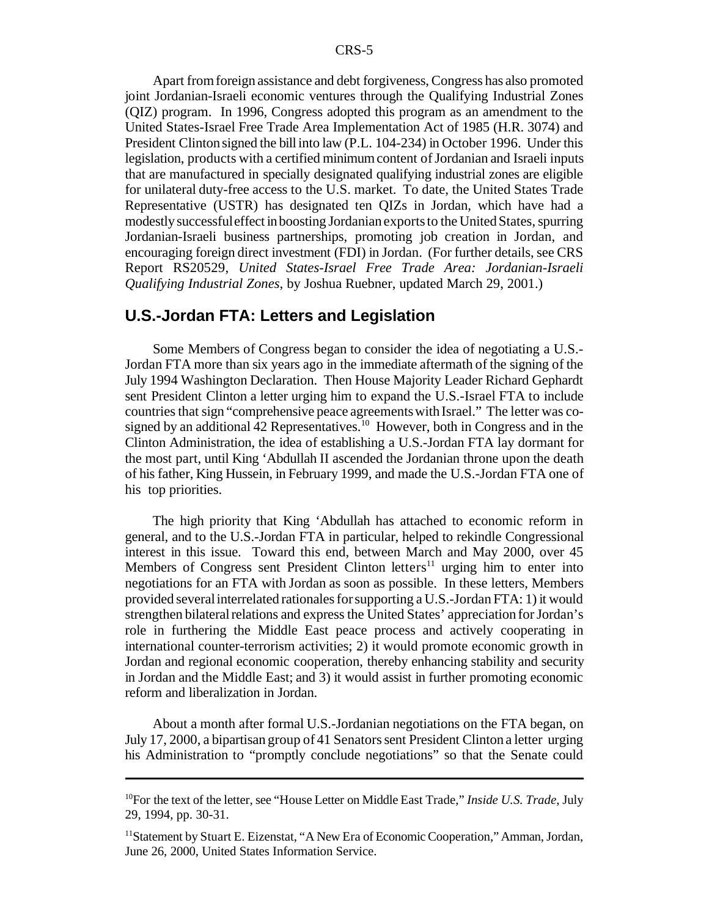Apart from foreign assistance and debt forgiveness, Congress has also promoted joint Jordanian-Israeli economic ventures through the Qualifying Industrial Zones (QIZ) program. In 1996, Congress adopted this program as an amendment to the United States-Israel Free Trade Area Implementation Act of 1985 (H.R. 3074) and President Clinton signed the bill into law (P.L. 104-234) in October 1996. Under this legislation, products with a certified minimum content of Jordanian and Israeli inputs that are manufactured in specially designated qualifying industrial zones are eligible for unilateral duty-free access to the U.S. market. To date, the United States Trade Representative (USTR) has designated ten QIZs in Jordan, which have had a modestly successful effect in boosting Jordanian exports to the United States, spurring Jordanian-Israeli business partnerships, promoting job creation in Jordan, and encouraging foreign direct investment (FDI) in Jordan. (For further details, see CRS Report RS20529, *United States-Israel Free Trade Area: Jordanian-Israeli Qualifying Industrial Zones*, by Joshua Ruebner, updated March 29, 2001.)

## U.S.-Jordan FTA: Letters and Legislation

Some Members of Congress began to consider the idea of negotiating a U.S.-Jordan FTA more than six years ago in the immediate aftermath of the signing of the July 1994 Washington Declaration. Then House Majority Leader Richard Gephardt sent President Clinton a letter urging him to expand the U.S.-Israel FTA to include countries that sign "comprehensive peace agreements with Israel." The letter was co-signed by an additional 42 Representatives.[10] However, both in Congress and in the Clinton Administration, the idea of establishing a U.S.-Jordan FTA lay dormant for the most part, until King 'Abdullah II ascended the Jordanian throne upon the death of his father, King Hussein, in February 1999, and made the U.S.-Jordan FTA one of his top priorities.

The high priority that King 'Abdullah has attached to economic reform in general, and to the U.S.-Jordan FTA in particular, helped to rekindle Congressional interest in this issue. Toward this end, between March and May 2000, over 45 Members of Congress sent President Clinton letters[11] urging him to enter into negotiations for an FTA with Jordan as soon as possible. In these letters, Members provided several interrelated rationales for supporting a U.S.-Jordan FTA: 1) it would strengthen bilateral relations and express the United States' appreciation for Jordan's role in furthering the Middle East peace process and actively cooperating in international counter-terrorism activities; 2) it would promote economic growth in Jordan and regional economic cooperation, thereby enhancing stability and security in Jordan and the Middle East; and 3) it would assist in further promoting economic reform and liberalization in Jordan.

About a month after formal U.S.-Jordanian negotiations on the FTA began, on July 17, 2000, a bipartisan group of 41 Senators sent President Clinton a letter urging his Administration to "promptly conclude negotiations" so that the Senate could

---

[10]For the text of the letter, see "House Letter on Middle East Trade," *Inside U.S. Trade*, July 29, 1994, pp. 30-31.

[11]Statement by Stuart E. Eizenstat, "A New Era of Economic Cooperation," Amman, Jordan, June 26, 2000, United States Information Service.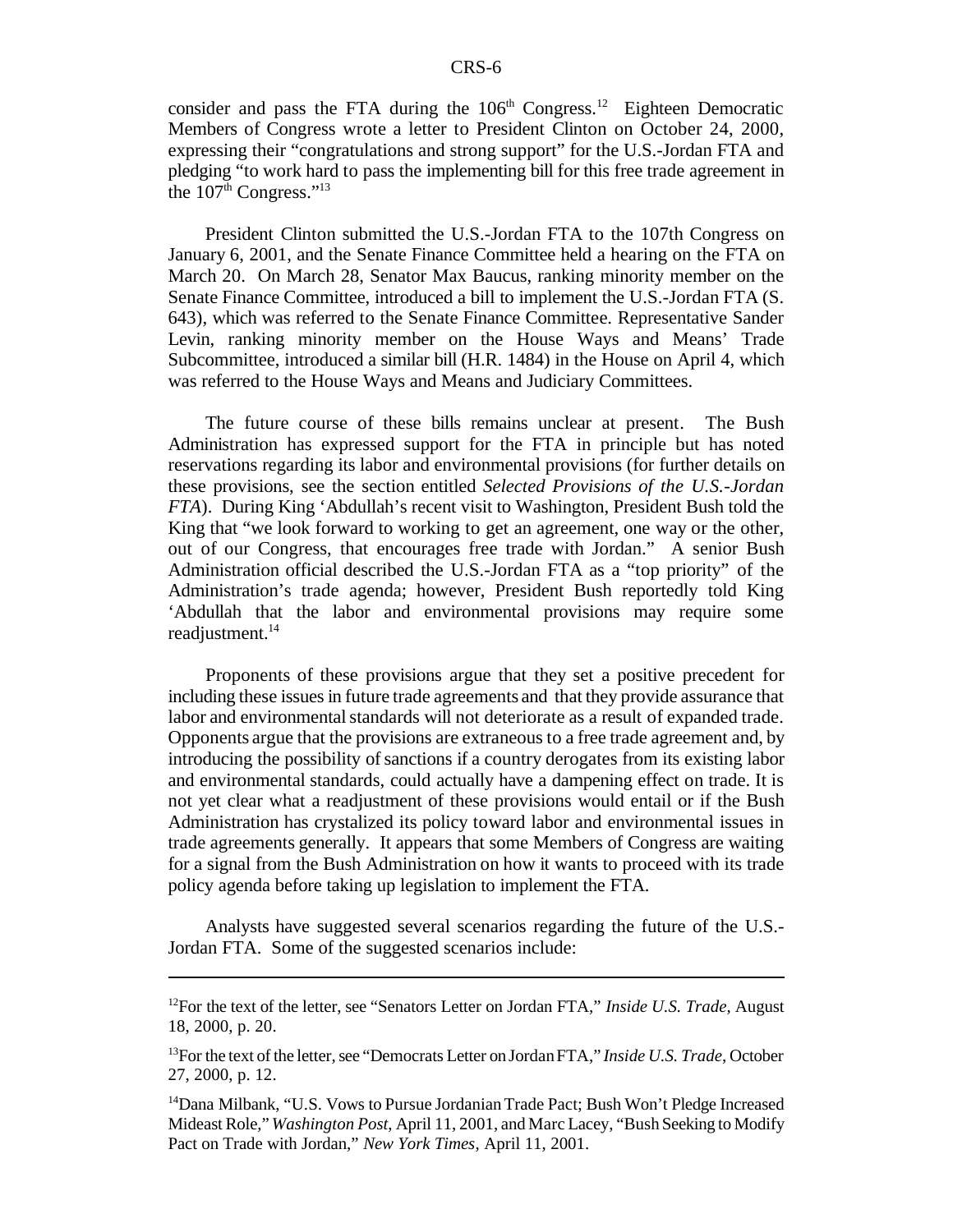consider and pass the FTA during the 106th Congress.[12] Eighteen Democratic Members of Congress wrote a letter to President Clinton on October 24, 2000, expressing their "congratulations and strong support" for the U.S.-Jordan FTA and pledging "to work hard to pass the implementing bill for this free trade agreement in the 107th Congress."[13]

President Clinton submitted the U.S.-Jordan FTA to the 107th Congress on January 6, 2001, and the Senate Finance Committee held a hearing on the FTA on March 20. On March 28, Senator Max Baucus, ranking minority member on the Senate Finance Committee, introduced a bill to implement the U.S.-Jordan FTA (S. 643), which was referred to the Senate Finance Committee. Representative Sander Levin, ranking minority member on the House Ways and Means' Trade Subcommittee, introduced a similar bill (H.R. 1484) in the House on April 4, which was referred to the House Ways and Means and Judiciary Committees.

The future course of these bills remains unclear at present. The Bush Administration has expressed support for the FTA in principle but has noted reservations regarding its labor and environmental provisions (for further details on these provisions, see the section entitled *Selected Provisions of the U.S.-Jordan FTA*). During King 'Abdullah's recent visit to Washington, President Bush told the King that "we look forward to working to get an agreement, one way or the other, out of our Congress, that encourages free trade with Jordan." A senior Bush Administration official described the U.S.-Jordan FTA as a "top priority" of the Administration's trade agenda; however, President Bush reportedly told King 'Abdullah that the labor and environmental provisions may require some readjustment.[14]

Proponents of these provisions argue that they set a positive precedent for including these issues in future trade agreements and that they provide assurance that labor and environmental standards will not deteriorate as a result of expanded trade. Opponents argue that the provisions are extraneous to a free trade agreement and, by introducing the possibility of sanctions if a country derogates from its existing labor and environmental standards, could actually have a dampening effect on trade. It is not yet clear what a readjustment of these provisions would entail or if the Bush Administration has crystalized its policy toward labor and environmental issues in trade agreements generally. It appears that some Members of Congress are waiting for a signal from the Bush Administration on how it wants to proceed with its trade policy agenda before taking up legislation to implement the FTA.

Analysts have suggested several scenarios regarding the future of the U.S.-Jordan FTA. Some of the suggested scenarios include:

---

[12] For the text of the letter, see "Senators Letter on Jordan FTA," *Inside U.S. Trade*, August 18, 2000, p. 20.

[13] For the text of the letter, see "Democrats Letter on Jordan FTA," *Inside U.S. Trade*, October 27, 2000, p. 12.

[14] Dana Milbank, "U.S. Vows to Pursue Jordanian Trade Pact; Bush Won't Pledge Increased Mideast Role," *Washington Post*, April 11, 2001, and Marc Lacey, "Bush Seeking to Modify Pact on Trade with Jordan," *New York Times*, April 11, 2001.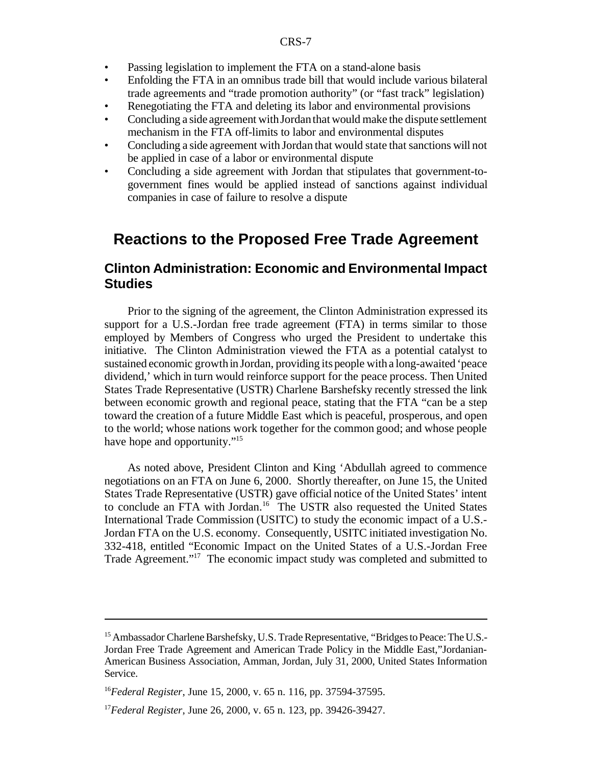- Passing legislation to implement the FTA on a stand-alone basis
- Enfolding the FTA in an omnibus trade bill that would include various bilateral trade agreements and "trade promotion authority" (or "fast track" legislation)
- Renegotiating the FTA and deleting its labor and environmental provisions
- Concluding a side agreement with Jordan that would make the dispute settlement mechanism in the FTA off-limits to labor and environmental disputes
- Concluding a side agreement with Jordan that would state that sanctions will not be applied in case of a labor or environmental dispute
- Concluding a side agreement with Jordan that stipulates that government-to-government fines would be applied instead of sanctions against individual companies in case of failure to resolve a dispute

## Reactions to the Proposed Free Trade Agreement

### Clinton Administration: Economic and Environmental Impact Studies

Prior to the signing of the agreement, the Clinton Administration expressed its support for a U.S.-Jordan free trade agreement (FTA) in terms similar to those employed by Members of Congress who urged the President to undertake this initiative. The Clinton Administration viewed the FTA as a potential catalyst to sustained economic growth in Jordan, providing its people with a long-awaited 'peace dividend,' which in turn would reinforce support for the peace process. Then United States Trade Representative (USTR) Charlene Barshefsky recently stressed the link between economic growth and regional peace, stating that the FTA "can be a step toward the creation of a future Middle East which is peaceful, prosperous, and open to the world; whose nations work together for the common good; and whose people have hope and opportunity."[15]

As noted above, President Clinton and King 'Abdullah agreed to commence negotiations on an FTA on June 6, 2000. Shortly thereafter, on June 15, the United States Trade Representative (USTR) gave official notice of the United States' intent to conclude an FTA with Jordan.[16] The USTR also requested the United States International Trade Commission (USITC) to study the economic impact of a U.S.-Jordan FTA on the U.S. economy. Consequently, USITC initiated investigation No. 332-418, entitled "Economic Impact on the United States of a U.S.-Jordan Free Trade Agreement."[17] The economic impact study was completed and submitted to

---

[15] Ambassador Charlene Barshefsky, U.S. Trade Representative, "Bridges to Peace: The U.S.-Jordan Free Trade Agreement and American Trade Policy in the Middle East,"Jordanian-American Business Association, Amman, Jordan, July 31, 2000, United States Information Service.

[16] *Federal Register*, June 15, 2000, v. 65 n. 116, pp. 37594-37595.

[17] *Federal Register*, June 26, 2000, v. 65 n. 123, pp. 39426-39427.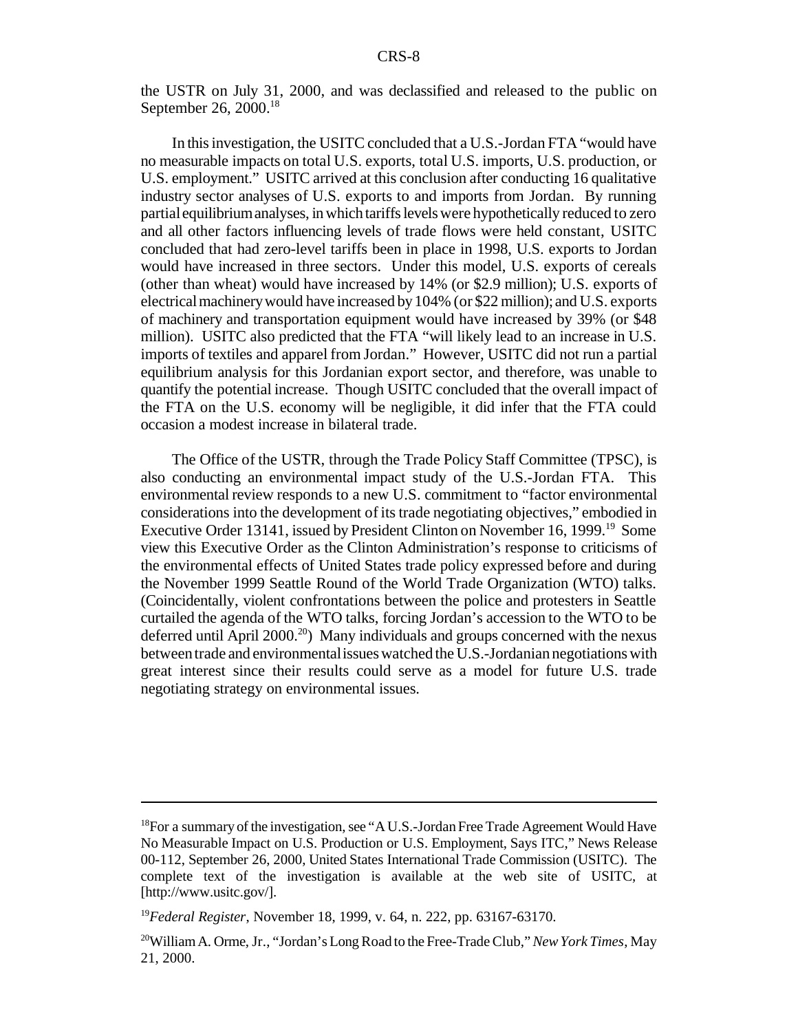the USTR on July 31, 2000, and was declassified and released to the public on September 26, 2000.[18]

In this investigation, the USITC concluded that a U.S.-Jordan FTA "would have no measurable impacts on total U.S. exports, total U.S. imports, U.S. production, or U.S. employment." USITC arrived at this conclusion after conducting 16 qualitative industry sector analyses of U.S. exports to and imports from Jordan. By running partial equilibrium analyses, in which tariffs levels were hypothetically reduced to zero and all other factors influencing levels of trade flows were held constant, USITC concluded that had zero-level tariffs been in place in 1998, U.S. exports to Jordan would have increased in three sectors. Under this model, U.S. exports of cereals (other than wheat) would have increased by 14% (or $2.9 million); U.S. exports of electrical machinery would have increased by 104% (or $22 million); and U.S. exports of machinery and transportation equipment would have increased by 39% (or $48 million). USITC also predicted that the FTA "will likely lead to an increase in U.S. imports of textiles and apparel from Jordan." However, USITC did not run a partial equilibrium analysis for this Jordanian export sector, and therefore, was unable to quantify the potential increase. Though USITC concluded that the overall impact of the FTA on the U.S. economy will be negligible, it did infer that the FTA could occasion a modest increase in bilateral trade.

The Office of the USTR, through the Trade Policy Staff Committee (TPSC), is also conducting an environmental impact study of the U.S.-Jordan FTA. This environmental review responds to a new U.S. commitment to "factor environmental considerations into the development of its trade negotiating objectives," embodied in Executive Order 13141, issued by President Clinton on November 16, 1999.[19] Some view this Executive Order as the Clinton Administration's response to criticisms of the environmental effects of United States trade policy expressed before and during the November 1999 Seattle Round of the World Trade Organization (WTO) talks. (Coincidentally, violent confrontations between the police and protesters in Seattle curtailed the agenda of the WTO talks, forcing Jordan's accession to the WTO to be deferred until April 2000.[20]) Many individuals and groups concerned with the nexus between trade and environmental issues watched the U.S.-Jordanian negotiations with great interest since their results could serve as a model for future U.S. trade negotiating strategy on environmental issues.

---

[18] For a summary of the investigation, see "A U.S.-Jordan Free Trade Agreement Would Have No Measurable Impact on U.S. Production or U.S. Employment, Says ITC," News Release 00-112, September 26, 2000, United States International Trade Commission (USITC). The complete text of the investigation is available at the web site of USITC, at [http://www.usitc.gov/].

[19] *Federal Register*, November 18, 1999, v. 64, n. 222, pp. 63167-63170.

[20] William A. Orme, Jr., "Jordan's Long Road to the Free-Trade Club," *New York Times*, May 21, 2000.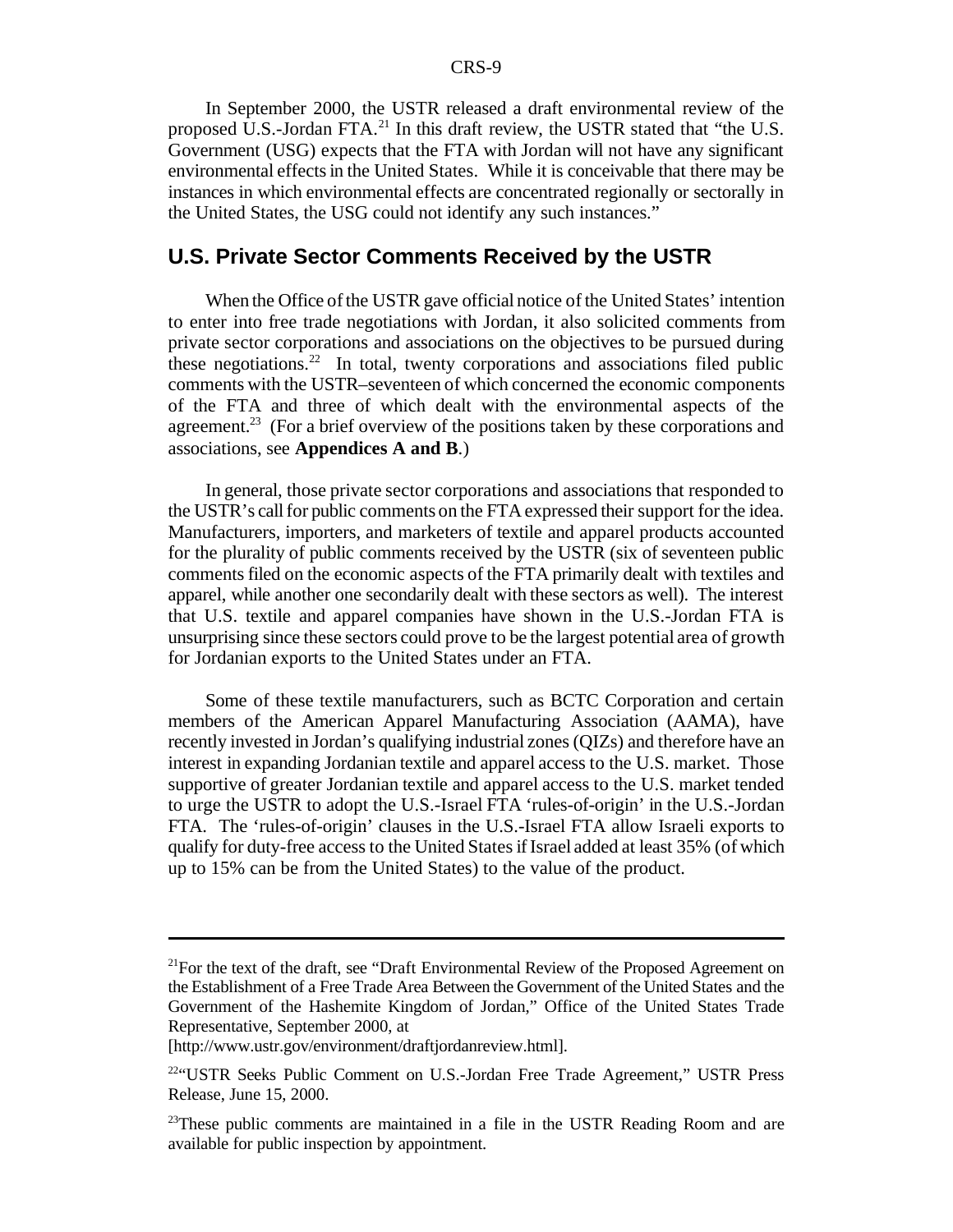In September 2000, the USTR released a draft environmental review of the proposed U.S.-Jordan FTA.[21] In this draft review, the USTR stated that "the U.S. Government (USG) expects that the FTA with Jordan will not have any significant environmental effects in the United States. While it is conceivable that there may be instances in which environmental effects are concentrated regionally or sectorally in the United States, the USG could not identify any such instances."

## U.S. Private Sector Comments Received by the USTR

When the Office of the USTR gave official notice of the United States' intention to enter into free trade negotiations with Jordan, it also solicited comments from private sector corporations and associations on the objectives to be pursued during these negotiations.[22] In total, twenty corporations and associations filed public comments with the USTR–seventeen of which concerned the economic components of the FTA and three of which dealt with the environmental aspects of the agreement.[23] (For a brief overview of the positions taken by these corporations and associations, see **Appendices A and B**.)

In general, those private sector corporations and associations that responded to the USTR's call for public comments on the FTA expressed their support for the idea. Manufacturers, importers, and marketers of textile and apparel products accounted for the plurality of public comments received by the USTR (six of seventeen public comments filed on the economic aspects of the FTA primarily dealt with textiles and apparel, while another one secondarily dealt with these sectors as well). The interest that U.S. textile and apparel companies have shown in the U.S.-Jordan FTA is unsurprising since these sectors could prove to be the largest potential area of growth for Jordanian exports to the United States under an FTA.

Some of these textile manufacturers, such as BCTC Corporation and certain members of the American Apparel Manufacturing Association (AAMA), have recently invested in Jordan's qualifying industrial zones (QIZs) and therefore have an interest in expanding Jordanian textile and apparel access to the U.S. market. Those supportive of greater Jordanian textile and apparel access to the U.S. market tended to urge the USTR to adopt the U.S.-Israel FTA 'rules-of-origin' in the U.S.-Jordan FTA. The 'rules-of-origin' clauses in the U.S.-Israel FTA allow Israeli exports to qualify for duty-free access to the United States if Israel added at least 35% (of which up to 15% can be from the United States) to the value of the product.

---

[21]For the text of the draft, see "Draft Environmental Review of the Proposed Agreement on the Establishment of a Free Trade Area Between the Government of the United States and the Government of the Hashemite Kingdom of Jordan," Office of the United States Trade Representative, September 2000, at [http://www.ustr.gov/environment/draftjordanreview.html].

[22]"USTR Seeks Public Comment on U.S.-Jordan Free Trade Agreement," USTR Press Release, June 15, 2000.

[23]These public comments are maintained in a file in the USTR Reading Room and are available for public inspection by appointment.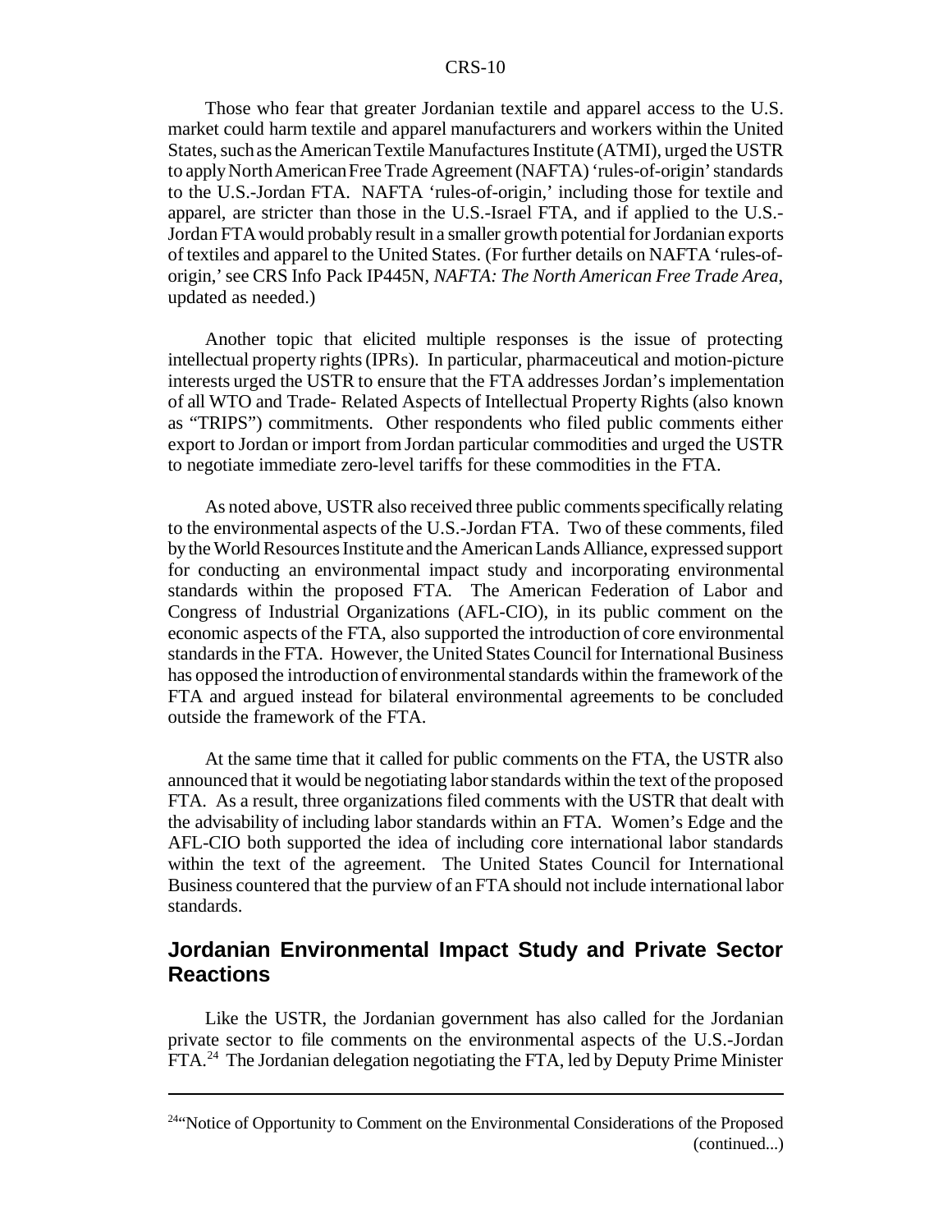Those who fear that greater Jordanian textile and apparel access to the U.S. market could harm textile and apparel manufacturers and workers within the United States, such as the American Textile Manufactures Institute (ATMI), urged the USTR to apply North American Free Trade Agreement (NAFTA) 'rules-of-origin' standards to the U.S.-Jordan FTA. NAFTA 'rules-of-origin,' including those for textile and apparel, are stricter than those in the U.S.-Israel FTA, and if applied to the U.S.-Jordan FTA would probably result in a smaller growth potential for Jordanian exports of textiles and apparel to the United States. (For further details on NAFTA 'rules-of-origin,' see CRS Info Pack IP445N, *NAFTA: The North American Free Trade Area*, updated as needed.)

Another topic that elicited multiple responses is the issue of protecting intellectual property rights (IPRs). In particular, pharmaceutical and motion-picture interests urged the USTR to ensure that the FTA addresses Jordan's implementation of all WTO and Trade- Related Aspects of Intellectual Property Rights (also known as "TRIPS") commitments. Other respondents who filed public comments either export to Jordan or import from Jordan particular commodities and urged the USTR to negotiate immediate zero-level tariffs for these commodities in the FTA.

As noted above, USTR also received three public comments specifically relating to the environmental aspects of the U.S.-Jordan FTA. Two of these comments, filed by the World Resources Institute and the American Lands Alliance, expressed support for conducting an environmental impact study and incorporating environmental standards within the proposed FTA. The American Federation of Labor and Congress of Industrial Organizations (AFL-CIO), in its public comment on the economic aspects of the FTA, also supported the introduction of core environmental standards in the FTA. However, the United States Council for International Business has opposed the introduction of environmental standards within the framework of the FTA and argued instead for bilateral environmental agreements to be concluded outside the framework of the FTA.

At the same time that it called for public comments on the FTA, the USTR also announced that it would be negotiating labor standards within the text of the proposed FTA. As a result, three organizations filed comments with the USTR that dealt with the advisability of including labor standards within an FTA. Women's Edge and the AFL-CIO both supported the idea of including core international labor standards within the text of the agreement. The United States Council for International Business countered that the purview of an FTA should not include international labor standards.

## Jordanian Environmental Impact Study and Private Sector Reactions

Like the USTR, the Jordanian government has also called for the Jordanian private sector to file comments on the environmental aspects of the U.S.-Jordan FTA.[24] The Jordanian delegation negotiating the FTA, led by Deputy Prime Minister

---

[24] "Notice of Opportunity to Comment on the Environmental Considerations of the Proposed (continued...)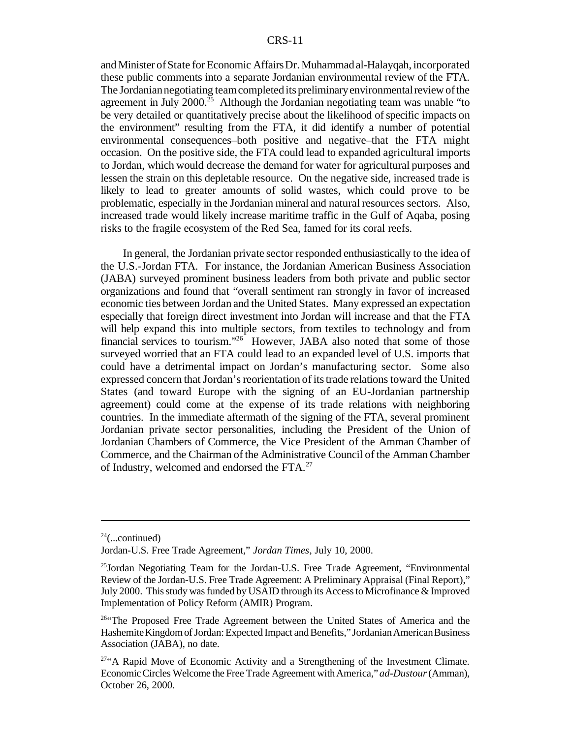and Minister of State for Economic Affairs Dr. Muhammad al-Halayqah, incorporated these public comments into a separate Jordanian environmental review of the FTA. The Jordanian negotiating team completed its preliminary environmental review of the agreement in July 2000.[25] Although the Jordanian negotiating team was unable "to be very detailed or quantitatively precise about the likelihood of specific impacts on the environment" resulting from the FTA, it did identify a number of potential environmental consequences–both positive and negative–that the FTA might occasion. On the positive side, the FTA could lead to expanded agricultural imports to Jordan, which would decrease the demand for water for agricultural purposes and lessen the strain on this depletable resource. On the negative side, increased trade is likely to lead to greater amounts of solid wastes, which could prove to be problematic, especially in the Jordanian mineral and natural resources sectors. Also, increased trade would likely increase maritime traffic in the Gulf of Aqaba, posing risks to the fragile ecosystem of the Red Sea, famed for its coral reefs.

In general, the Jordanian private sector responded enthusiastically to the idea of the U.S.-Jordan FTA. For instance, the Jordanian American Business Association (JABA) surveyed prominent business leaders from both private and public sector organizations and found that "overall sentiment ran strongly in favor of increased economic ties between Jordan and the United States. Many expressed an expectation especially that foreign direct investment into Jordan will increase and that the FTA will help expand this into multiple sectors, from textiles to technology and from financial services to tourism."[26] However, JABA also noted that some of those surveyed worried that an FTA could lead to an expanded level of U.S. imports that could have a detrimental impact on Jordan's manufacturing sector. Some also expressed concern that Jordan's reorientation of its trade relations toward the United States (and toward Europe with the signing of an EU-Jordanian partnership agreement) could come at the expense of its trade relations with neighboring countries. In the immediate aftermath of the signing of the FTA, several prominent Jordanian private sector personalities, including the President of the Union of Jordanian Chambers of Commerce, the Vice President of the Amman Chamber of Commerce, and the Chairman of the Administrative Council of the Amman Chamber of Industry, welcomed and endorsed the FTA.[27]

---

[24](...continued)
Jordan-U.S. Free Trade Agreement," *Jordan Times*, July 10, 2000.

[25]Jordan Negotiating Team for the Jordan-U.S. Free Trade Agreement, "Environmental Review of the Jordan-U.S. Free Trade Agreement: A Preliminary Appraisal (Final Report)," July 2000. This study was funded by USAID through its Access to Microfinance & Improved Implementation of Policy Reform (AMIR) Program.

[26]"The Proposed Free Trade Agreement between the United States of America and the Hashemite Kingdom of Jordan: Expected Impact and Benefits," Jordanian American Business Association (JABA), no date.

[27]"A Rapid Move of Economic Activity and a Strengthening of the Investment Climate. Economic Circles Welcome the Free Trade Agreement with America," *ad-Dustour* (Amman), October 26, 2000.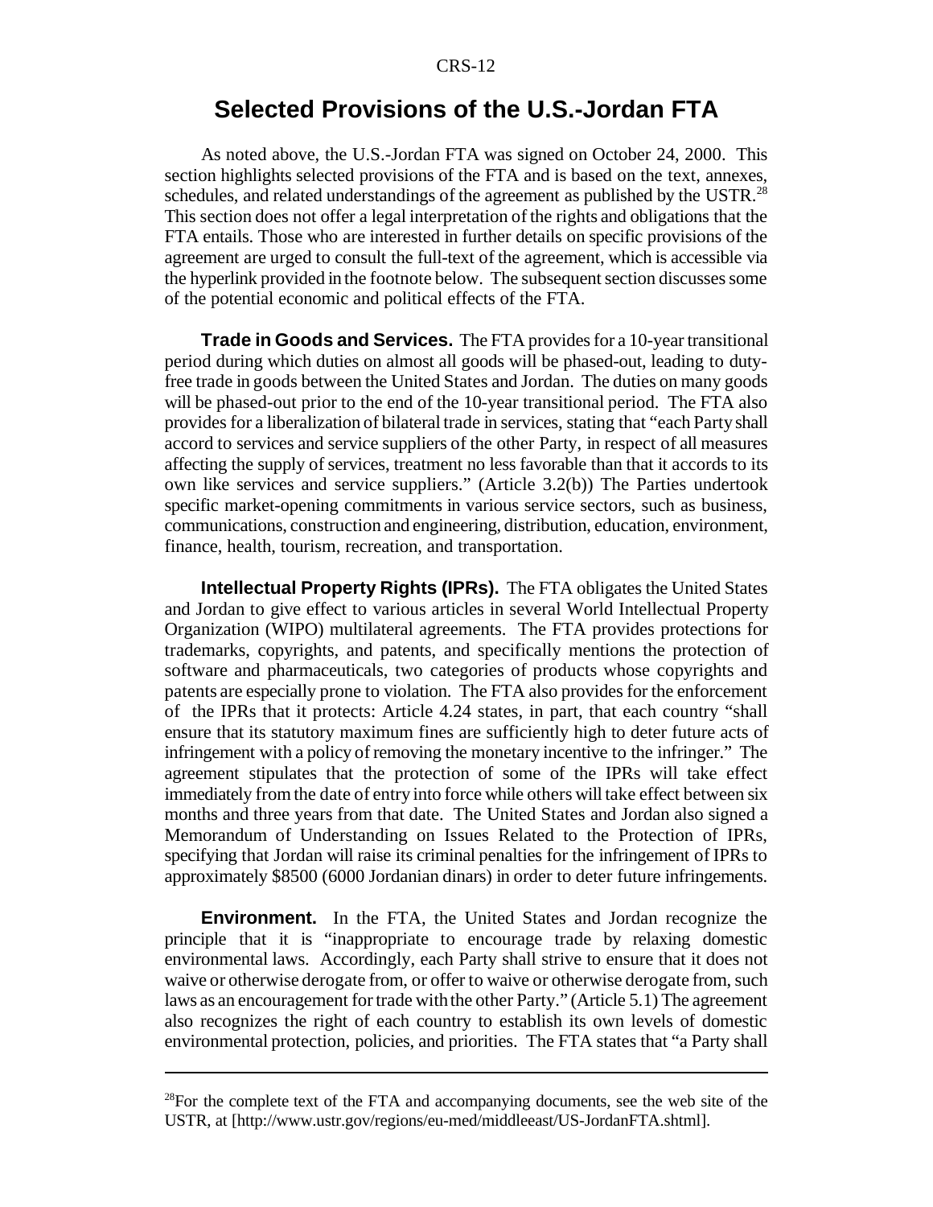## Selected Provisions of the U.S.-Jordan FTA

As noted above, the U.S.-Jordan FTA was signed on October 24, 2000. This section highlights selected provisions of the FTA and is based on the text, annexes, schedules, and related understandings of the agreement as published by the USTR.[28] This section does not offer a legal interpretation of the rights and obligations that the FTA entails. Those who are interested in further details on specific provisions of the agreement are urged to consult the full-text of the agreement, which is accessible via the hyperlink provided in the footnote below. The subsequent section discusses some of the potential economic and political effects of the FTA.

**Trade in Goods and Services.** The FTA provides for a 10-year transitional period during which duties on almost all goods will be phased-out, leading to duty-free trade in goods between the United States and Jordan. The duties on many goods will be phased-out prior to the end of the 10-year transitional period. The FTA also provides for a liberalization of bilateral trade in services, stating that "each Party shall accord to services and service suppliers of the other Party, in respect of all measures affecting the supply of services, treatment no less favorable than that it accords to its own like services and service suppliers." (Article 3.2(b)) The Parties undertook specific market-opening commitments in various service sectors, such as business, communications, construction and engineering, distribution, education, environment, finance, health, tourism, recreation, and transportation.

**Intellectual Property Rights (IPRs).** The FTA obligates the United States and Jordan to give effect to various articles in several World Intellectual Property Organization (WIPO) multilateral agreements. The FTA provides protections for trademarks, copyrights, and patents, and specifically mentions the protection of software and pharmaceuticals, two categories of products whose copyrights and patents are especially prone to violation. The FTA also provides for the enforcement of the IPRs that it protects: Article 4.24 states, in part, that each country "shall ensure that its statutory maximum fines are sufficiently high to deter future acts of infringement with a policy of removing the monetary incentive to the infringer." The agreement stipulates that the protection of some of the IPRs will take effect immediately from the date of entry into force while others will take effect between six months and three years from that date. The United States and Jordan also signed a Memorandum of Understanding on Issues Related to the Protection of IPRs, specifying that Jordan will raise its criminal penalties for the infringement of IPRs to approximately $8500 (6000 Jordanian dinars) in order to deter future infringements.

**Environment.** In the FTA, the United States and Jordan recognize the principle that it is "inappropriate to encourage trade by relaxing domestic environmental laws. Accordingly, each Party shall strive to ensure that it does not waive or otherwise derogate from, or offer to waive or otherwise derogate from, such laws as an encouragement for trade with the other Party." (Article 5.1) The agreement also recognizes the right of each country to establish its own levels of domestic environmental protection, policies, and priorities. The FTA states that "a Party shall

[28]For the complete text of the FTA and accompanying documents, see the web site of the USTR, at [http://www.ustr.gov/regions/eu-med/middleeast/US-JordanFTA.shtml].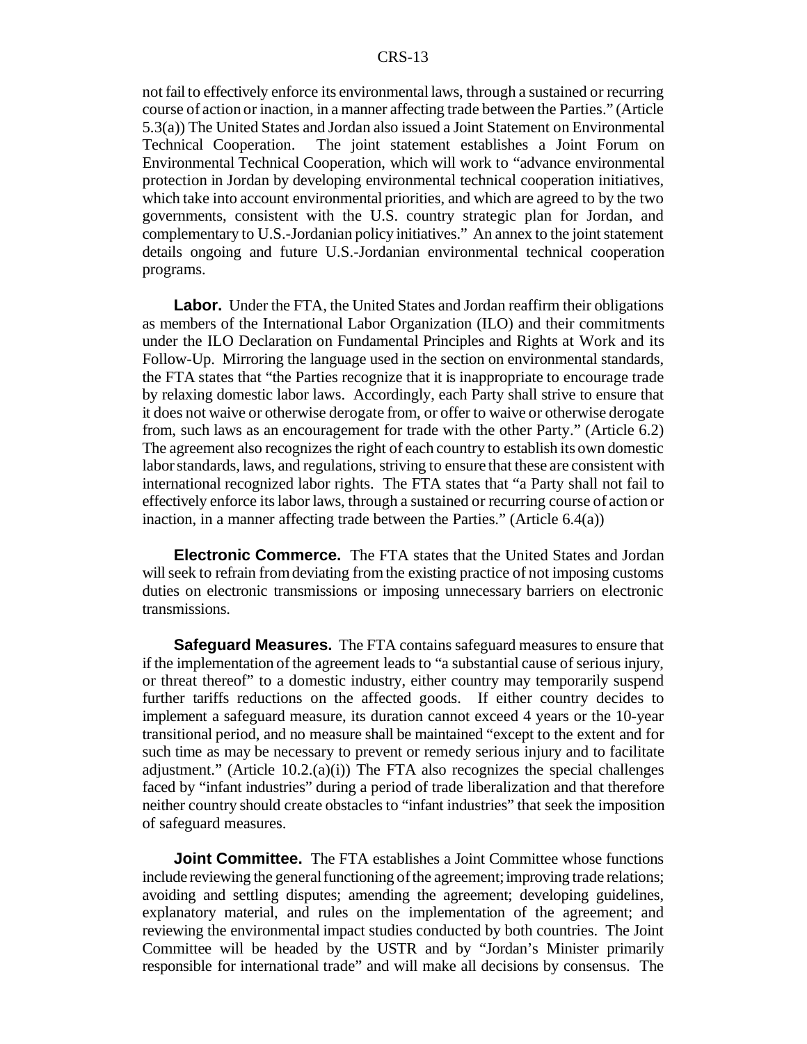not fail to effectively enforce its environmental laws, through a sustained or recurring course of action or inaction, in a manner affecting trade between the Parties." (Article 5.3(a)) The United States and Jordan also issued a Joint Statement on Environmental Technical Cooperation. The joint statement establishes a Joint Forum on Environmental Technical Cooperation, which will work to "advance environmental protection in Jordan by developing environmental technical cooperation initiatives, which take into account environmental priorities, and which are agreed to by the two governments, consistent with the U.S. country strategic plan for Jordan, and complementary to U.S.-Jordanian policy initiatives." An annex to the joint statement details ongoing and future U.S.-Jordanian environmental technical cooperation programs.

**Labor.** Under the FTA, the United States and Jordan reaffirm their obligations as members of the International Labor Organization (ILO) and their commitments under the ILO Declaration on Fundamental Principles and Rights at Work and its Follow-Up. Mirroring the language used in the section on environmental standards, the FTA states that "the Parties recognize that it is inappropriate to encourage trade by relaxing domestic labor laws. Accordingly, each Party shall strive to ensure that it does not waive or otherwise derogate from, or offer to waive or otherwise derogate from, such laws as an encouragement for trade with the other Party." (Article 6.2) The agreement also recognizes the right of each country to establish its own domestic labor standards, laws, and regulations, striving to ensure that these are consistent with international recognized labor rights. The FTA states that "a Party shall not fail to effectively enforce its labor laws, through a sustained or recurring course of action or inaction, in a manner affecting trade between the Parties." (Article 6.4(a))

**Electronic Commerce.** The FTA states that the United States and Jordan will seek to refrain from deviating from the existing practice of not imposing customs duties on electronic transmissions or imposing unnecessary barriers on electronic transmissions.

**Safeguard Measures.** The FTA contains safeguard measures to ensure that if the implementation of the agreement leads to "a substantial cause of serious injury, or threat thereof" to a domestic industry, either country may temporarily suspend further tariffs reductions on the affected goods. If either country decides to implement a safeguard measure, its duration cannot exceed 4 years or the 10-year transitional period, and no measure shall be maintained "except to the extent and for such time as may be necessary to prevent or remedy serious injury and to facilitate adjustment." (Article 10.2.(a)(i)) The FTA also recognizes the special challenges faced by "infant industries" during a period of trade liberalization and that therefore neither country should create obstacles to "infant industries" that seek the imposition of safeguard measures.

**Joint Committee.** The FTA establishes a Joint Committee whose functions include reviewing the general functioning of the agreement; improving trade relations; avoiding and settling disputes; amending the agreement; developing guidelines, explanatory material, and rules on the implementation of the agreement; and reviewing the environmental impact studies conducted by both countries. The Joint Committee will be headed by the USTR and by "Jordan's Minister primarily responsible for international trade" and will make all decisions by consensus. The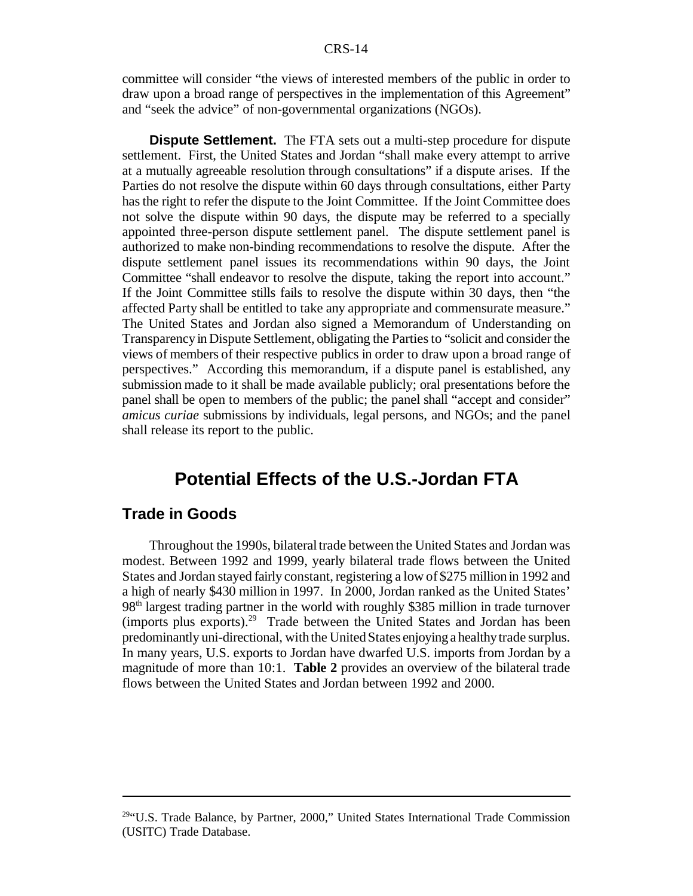committee will consider "the views of interested members of the public in order to draw upon a broad range of perspectives in the implementation of this Agreement" and "seek the advice" of non-governmental organizations (NGOs).

**Dispute Settlement.** The FTA sets out a multi-step procedure for dispute settlement. First, the United States and Jordan "shall make every attempt to arrive at a mutually agreeable resolution through consultations" if a dispute arises. If the Parties do not resolve the dispute within 60 days through consultations, either Party has the right to refer the dispute to the Joint Committee. If the Joint Committee does not solve the dispute within 90 days, the dispute may be referred to a specially appointed three-person dispute settlement panel. The dispute settlement panel is authorized to make non-binding recommendations to resolve the dispute. After the dispute settlement panel issues its recommendations within 90 days, the Joint Committee "shall endeavor to resolve the dispute, taking the report into account." If the Joint Committee stills fails to resolve the dispute within 30 days, then "the affected Party shall be entitled to take any appropriate and commensurate measure." The United States and Jordan also signed a Memorandum of Understanding on Transparency in Dispute Settlement, obligating the Parties to "solicit and consider the views of members of their respective publics in order to draw upon a broad range of perspectives." According this memorandum, if a dispute panel is established, any submission made to it shall be made available publicly; oral presentations before the panel shall be open to members of the public; the panel shall "accept and consider" *amicus curiae* submissions by individuals, legal persons, and NGOs; and the panel shall release its report to the public.

## Potential Effects of the U.S.-Jordan FTA

### Trade in Goods

Throughout the 1990s, bilateral trade between the United States and Jordan was modest. Between 1992 and 1999, yearly bilateral trade flows between the United States and Jordan stayed fairly constant, registering a low of $275 million in 1992 and a high of nearly $430 million in 1997. In 2000, Jordan ranked as the United States' 98th largest trading partner in the world with roughly $385 million in trade turnover (imports plus exports).[29] Trade between the United States and Jordan has been predominantly uni-directional, with the United States enjoying a healthy trade surplus. In many years, U.S. exports to Jordan have dwarfed U.S. imports from Jordan by a magnitude of more than 10:1. **Table 2** provides an overview of the bilateral trade flows between the United States and Jordan between 1992 and 2000.

---

[29] "U.S. Trade Balance, by Partner, 2000," United States International Trade Commission (USITC) Trade Database.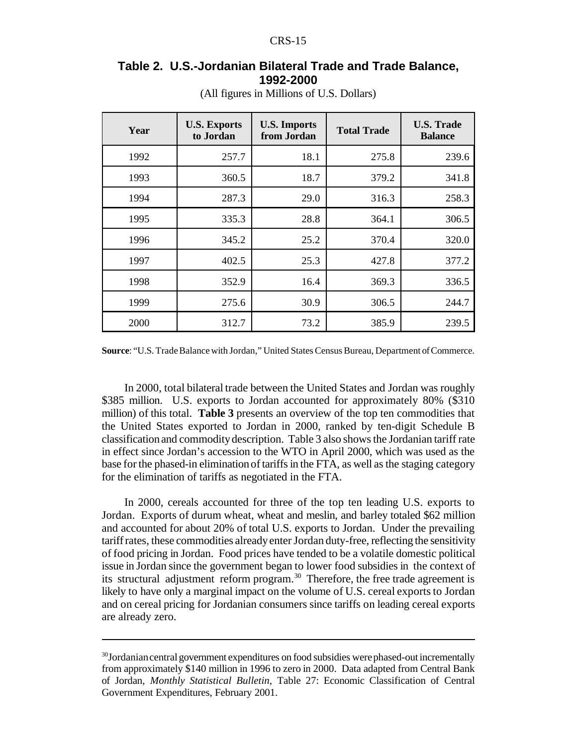**Table 2. U.S.-Jordanian Bilateral Trade and Trade Balance, 1992-2000**

(All figures in Millions of U.S. Dollars)

| Year | U.S. Exports to Jordan | U.S. Imports from Jordan | Total Trade | U.S. Trade Balance |
|---|---|---|---|---|
| 1992 | 257.7 | 18.1 | 275.8 | 239.6 |
| 1993 | 360.5 | 18.7 | 379.2 | 341.8 |
| 1994 | 287.3 | 29.0 | 316.3 | 258.3 |
| 1995 | 335.3 | 28.8 | 364.1 | 306.5 |
| 1996 | 345.2 | 25.2 | 370.4 | 320.0 |
| 1997 | 402.5 | 25.3 | 427.8 | 377.2 |
| 1998 | 352.9 | 16.4 | 369.3 | 336.5 |
| 1999 | 275.6 | 30.9 | 306.5 | 244.7 |
| 2000 | 312.7 | 73.2 | 385.9 | 239.5 |

**Source**: "U.S. Trade Balance with Jordan," United States Census Bureau, Department of Commerce.

In 2000, total bilateral trade between the United States and Jordan was roughly \$385 million. U.S. exports to Jordan accounted for approximately 80% (\$310 million) of this total. **Table 3** presents an overview of the top ten commodities that the United States exported to Jordan in 2000, ranked by ten-digit Schedule B classification and commodity description. Table 3 also shows the Jordanian tariff rate in effect since Jordan's accession to the WTO in April 2000, which was used as the base for the phased-in elimination of tariffs in the FTA, as well as the staging category for the elimination of tariffs as negotiated in the FTA.

In 2000, cereals accounted for three of the top ten leading U.S. exports to Jordan. Exports of durum wheat, wheat and meslin, and barley totaled \$62 million and accounted for about 20% of total U.S. exports to Jordan. Under the prevailing tariff rates, these commodities already enter Jordan duty-free, reflecting the sensitivity of food pricing in Jordan. Food prices have tended to be a volatile domestic political issue in Jordan since the government began to lower food subsidies in the context of its structural adjustment reform program.[30] Therefore, the free trade agreement is likely to have only a marginal impact on the volume of U.S. cereal exports to Jordan and on cereal pricing for Jordanian consumers since tariffs on leading cereal exports are already zero.

---

[30] Jordanian central government expenditures on food subsidies were phased-out incrementally from approximately \$140 million in 1996 to zero in 2000. Data adapted from Central Bank of Jordan, *Monthly Statistical Bulletin*, Table 27: Economic Classification of Central Government Expenditures, February 2001.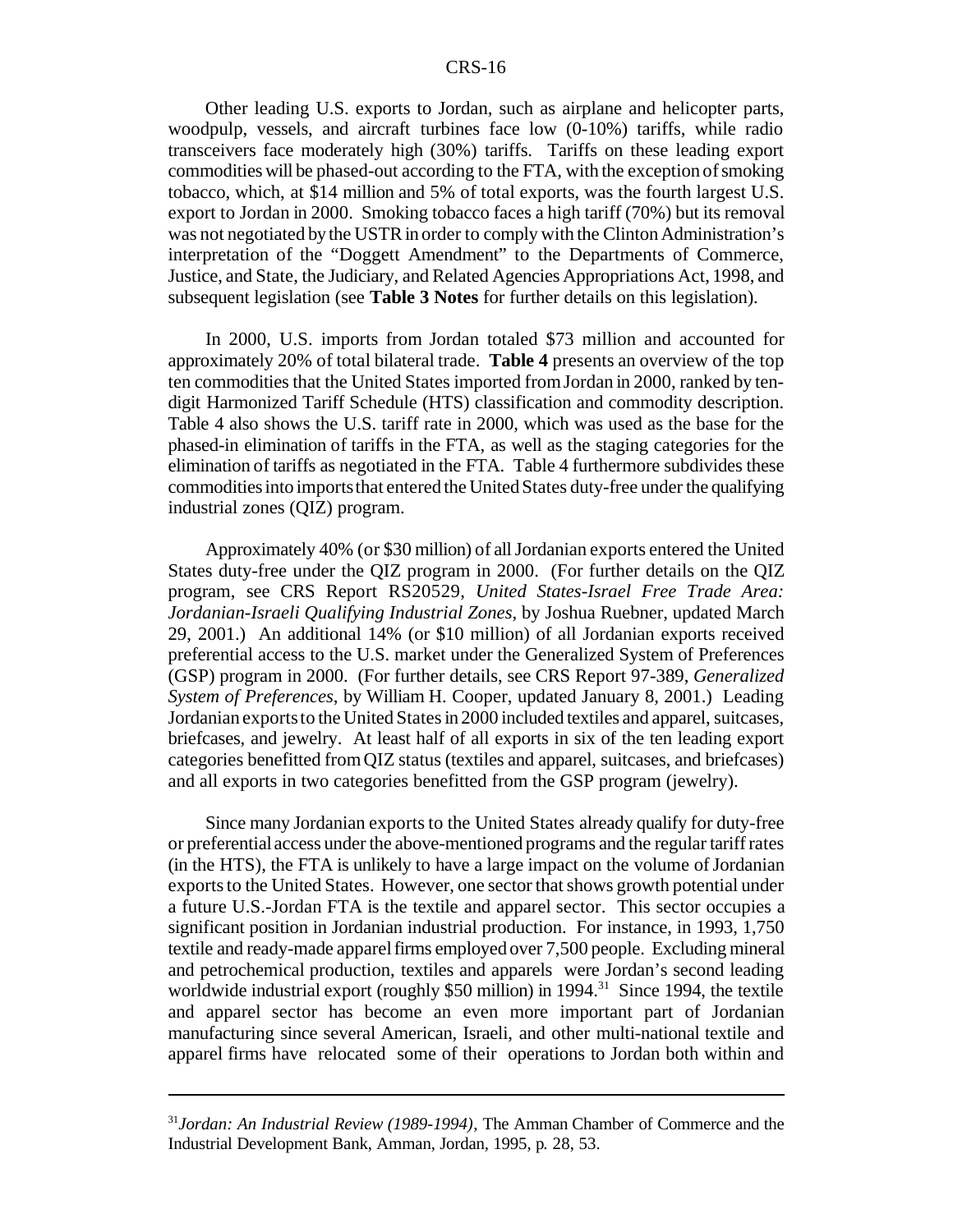Other leading U.S. exports to Jordan, such as airplane and helicopter parts, woodpulp, vessels, and aircraft turbines face low (0-10%) tariffs, while radio transceivers face moderately high (30%) tariffs. Tariffs on these leading export commodities will be phased-out according to the FTA, with the exception of smoking tobacco, which, at $14 million and 5% of total exports, was the fourth largest U.S. export to Jordan in 2000. Smoking tobacco faces a high tariff (70%) but its removal was not negotiated by the USTR in order to comply with the Clinton Administration's interpretation of the "Doggett Amendment" to the Departments of Commerce, Justice, and State, the Judiciary, and Related Agencies Appropriations Act, 1998, and subsequent legislation (see **Table 3 Notes** for further details on this legislation).

In 2000, U.S. imports from Jordan totaled $73 million and accounted for approximately 20% of total bilateral trade. **Table 4** presents an overview of the top ten commodities that the United States imported from Jordan in 2000, ranked by ten-digit Harmonized Tariff Schedule (HTS) classification and commodity description. Table 4 also shows the U.S. tariff rate in 2000, which was used as the base for the phased-in elimination of tariffs in the FTA, as well as the staging categories for the elimination of tariffs as negotiated in the FTA. Table 4 furthermore subdivides these commodities into imports that entered the United States duty-free under the qualifying industrial zones (QIZ) program.

Approximately 40% (or $30 million) of all Jordanian exports entered the United States duty-free under the QIZ program in 2000. (For further details on the QIZ program, see CRS Report RS20529, *United States-Israel Free Trade Area: Jordanian-Israeli Qualifying Industrial Zones*, by Joshua Ruebner, updated March 29, 2001.) An additional 14% (or $10 million) of all Jordanian exports received preferential access to the U.S. market under the Generalized System of Preferences (GSP) program in 2000. (For further details, see CRS Report 97-389, *Generalized System of Preferences*, by William H. Cooper, updated January 8, 2001.) Leading Jordanian exports to the United States in 2000 included textiles and apparel, suitcases, briefcases, and jewelry. At least half of all exports in six of the ten leading export categories benefitted from QIZ status (textiles and apparel, suitcases, and briefcases) and all exports in two categories benefitted from the GSP program (jewelry).

Since many Jordanian exports to the United States already qualify for duty-free or preferential access under the above-mentioned programs and the regular tariff rates (in the HTS), the FTA is unlikely to have a large impact on the volume of Jordanian exports to the United States. However, one sector that shows growth potential under a future U.S.-Jordan FTA is the textile and apparel sector. This sector occupies a significant position in Jordanian industrial production. For instance, in 1993, 1,750 textile and ready-made apparel firms employed over 7,500 people. Excluding mineral and petrochemical production, textiles and apparels were Jordan's second leading worldwide industrial export (roughly $50 million) in 1994.[31] Since 1994, the textile and apparel sector has become an even more important part of Jordanian manufacturing since several American, Israeli, and other multi-national textile and apparel firms have relocated some of their operations to Jordan both within and

---

[31] *Jordan: An Industrial Review (1989-1994)*, The Amman Chamber of Commerce and the Industrial Development Bank, Amman, Jordan, 1995, p. 28, 53.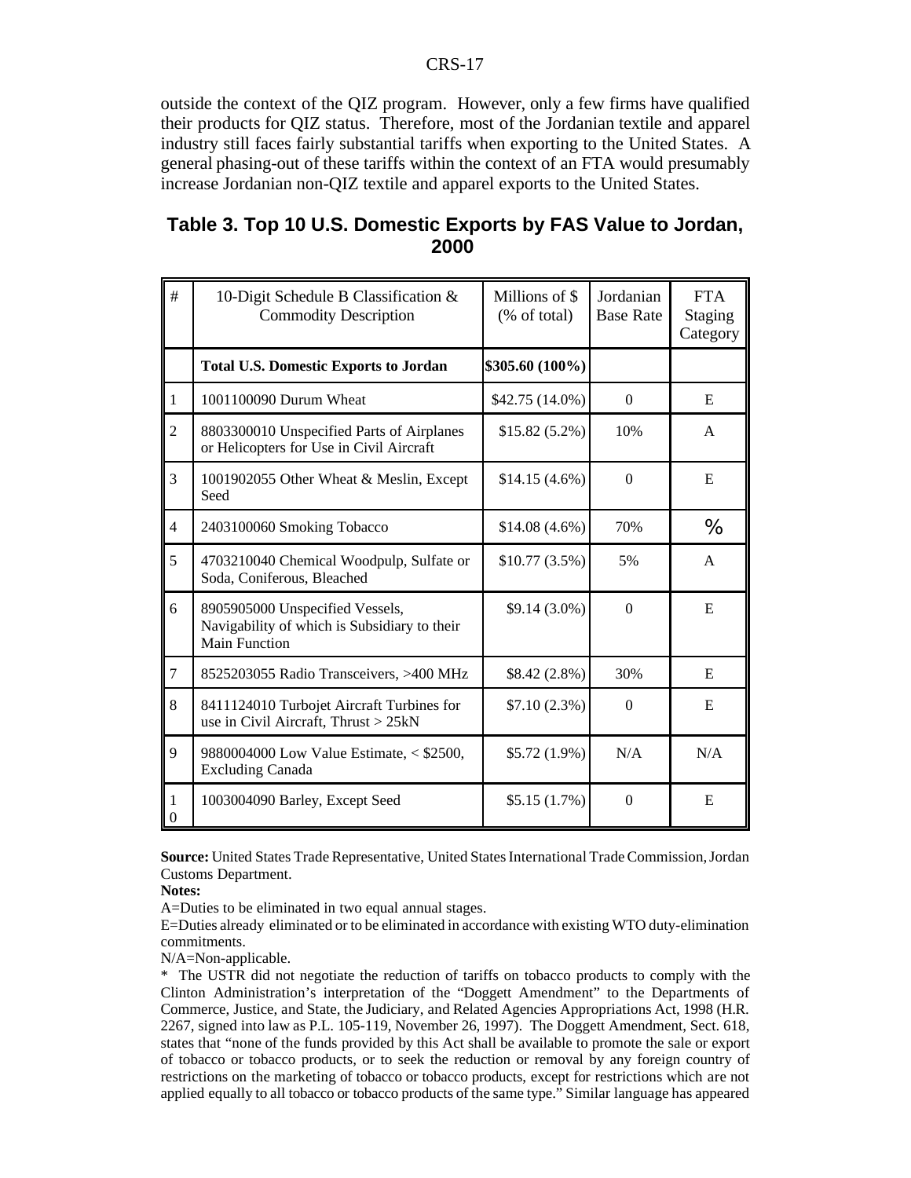outside the context of the QIZ program. However, only a few firms have qualified their products for QIZ status. Therefore, most of the Jordanian textile and apparel industry still faces fairly substantial tariffs when exporting to the United States. A general phasing-out of these tariffs within the context of an FTA would presumably increase Jordanian non-QIZ textile and apparel exports to the United States.

## Table 3. Top 10 U.S. Domestic Exports by FAS Value to Jordan, 2000

| # | 10-Digit Schedule B Classification & Commodity Description | Millions of $ (% of total) | Jordanian Base Rate | FTA Staging Category |
|---|---|---|---|---|
| | **Total U.S. Domestic Exports to Jordan** | **$305.60 (100%)** | | |
| 1 | 1001100090 Durum Wheat | $42.75 (14.0%) | 0 | E |
| 2 | 8803300010 Unspecified Parts of Airplanes or Helicopters for Use in Civil Aircraft | $15.82 (5.2%) | 10% | A |
| 3 | 1001902055 Other Wheat & Meslin, Except Seed | $14.15 (4.6%) | 0 | E |
| 4 | 2403100060 Smoking Tobacco | $14.08 (4.6%) | 70% | % |
| 5 | 4703210040 Chemical Woodpulp, Sulfate or Soda, Coniferous, Bleached | $10.77 (3.5%) | 5% | A |
| 6 | 8905905000 Unspecified Vessels, Navigability of which is Subsidiary to their Main Function | $9.14 (3.0%) | 0 | E |
| 7 | 8525203055 Radio Transceivers, >400 MHz | $8.42 (2.8%) | 30% | E |
| 8 | 8411124010 Turbojet Aircraft Turbines for use in Civil Aircraft, Thrust > 25kN | $7.10 (2.3%) | 0 | E |
| 9 | 9880004000 Low Value Estimate, < $2500, Excluding Canada | $5.72 (1.9%) | N/A | N/A |
| 10 | 1003004090 Barley, Except Seed | $5.15 (1.7%) | 0 | E |

**Source:** United States Trade Representative, United States International Trade Commission, Jordan Customs Department.

**Notes:**

A=Duties to be eliminated in two equal annual stages.

E=Duties already eliminated or to be eliminated in accordance with existing WTO duty-elimination commitments.

N/A=Non-applicable.

* The USTR did not negotiate the reduction of tariffs on tobacco products to comply with the Clinton Administration's interpretation of the "Doggett Amendment" to the Departments of Commerce, Justice, and State, the Judiciary, and Related Agencies Appropriations Act, 1998 (H.R. 2267, signed into law as P.L. 105-119, November 26, 1997). The Doggett Amendment, Sect. 618, states that "none of the funds provided by this Act shall be available to promote the sale or export of tobacco or tobacco products, or to seek the reduction or removal by any foreign country of restrictions on the marketing of tobacco or tobacco products, except for restrictions which are not applied equally to all tobacco or tobacco products of the same type." Similar language has appeared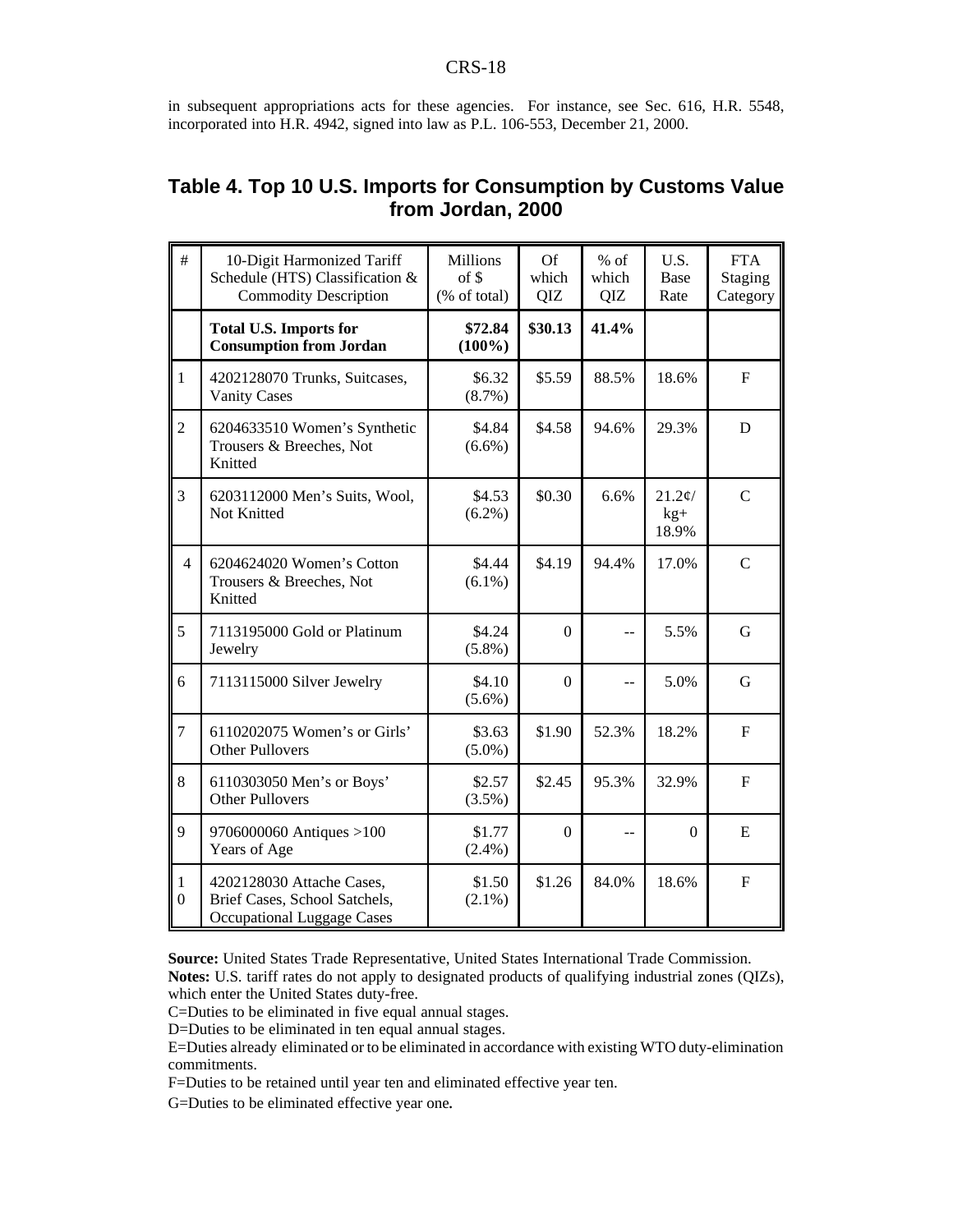in subsequent appropriations acts for these agencies. For instance, see Sec. 616, H.R. 5548, incorporated into H.R. 4942, signed into law as P.L. 106-553, December 21, 2000.

## Table 4. Top 10 U.S. Imports for Consumption by Customs Value from Jordan, 2000

| # | 10-Digit Harmonized Tariff Schedule (HTS) Classification & Commodity Description | Millions of $ (% of total) | Of which QIZ | % of which QIZ | U.S. Base Rate | FTA Staging Category |
|---|---|---|---|---|---|---|
| | **Total U.S. Imports for Consumption from Jordan** | **$72.84 (100%)** | **$30.13** | **41.4%** | | |
| 1 | 4202128070 Trunks, Suitcases, Vanity Cases | $6.32 (8.7%) | $5.59 | 88.5% | 18.6% | F |
| 2 | 6204633510 Women's Synthetic Trousers & Breeches, Not Knitted | $4.84 (6.6%) | $4.58 | 94.6% | 29.3% | D |
| 3 | 6203112000 Men's Suits, Wool, Not Knitted | $4.53 (6.2%) | $0.30 | 6.6% | 21.2¢/ kg+ 18.9% | C |
| 4 | 6204624020 Women's Cotton Trousers & Breeches, Not Knitted | $4.44 (6.1%) | $4.19 | 94.4% | 17.0% | C |
| 5 | 7113195000 Gold or Platinum Jewelry | $4.24 (5.8%) | 0 | -- | 5.5% | G |
| 6 | 7113115000 Silver Jewelry | $4.10 (5.6%) | 0 | -- | 5.0% | G |
| 7 | 6110202075 Women's or Girls' Other Pullovers | $3.63 (5.0%) | $1.90 | 52.3% | 18.2% | F |
| 8 | 6110303050 Men's or Boys' Other Pullovers | $2.57 (3.5%) | $2.45 | 95.3% | 32.9% | F |
| 9 | 9706000060 Antiques >100 Years of Age | $1.77 (2.4%) | 0 | -- | 0 | E |
| 10 | 4202128030 Attache Cases, Brief Cases, School Satchels, Occupational Luggage Cases | $1.50 (2.1%) | $1.26 | 84.0% | 18.6% | F |

**Source:** United States Trade Representative, United States International Trade Commission.
**Notes:** U.S. tariff rates do not apply to designated products of qualifying industrial zones (QIZs), which enter the United States duty-free.
C=Duties to be eliminated in five equal annual stages.
D=Duties to be eliminated in ten equal annual stages.
E=Duties already eliminated or to be eliminated in accordance with existing WTO duty-elimination commitments.
F=Duties to be retained until year ten and eliminated effective year ten.
G=Duties to be eliminated effective year one.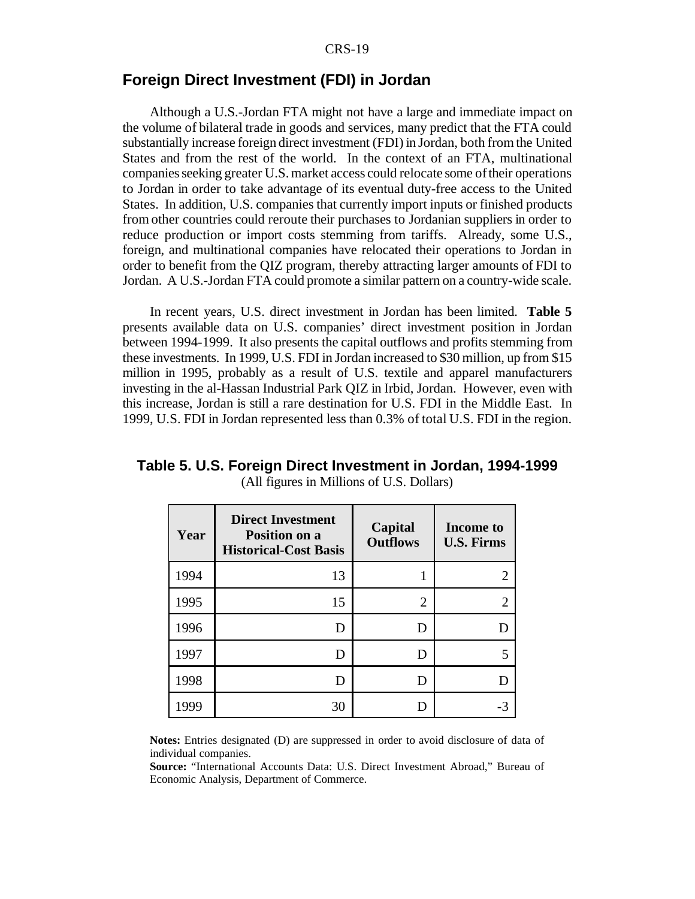## Foreign Direct Investment (FDI) in Jordan

Although a U.S.-Jordan FTA might not have a large and immediate impact on the volume of bilateral trade in goods and services, many predict that the FTA could substantially increase foreign direct investment (FDI) in Jordan, both from the United States and from the rest of the world. In the context of an FTA, multinational companies seeking greater U.S. market access could relocate some of their operations to Jordan in order to take advantage of its eventual duty-free access to the United States. In addition, U.S. companies that currently import inputs or finished products from other countries could reroute their purchases to Jordanian suppliers in order to reduce production or import costs stemming from tariffs. Already, some U.S., foreign, and multinational companies have relocated their operations to Jordan in order to benefit from the QIZ program, thereby attracting larger amounts of FDI to Jordan. A U.S.-Jordan FTA could promote a similar pattern on a country-wide scale.

In recent years, U.S. direct investment in Jordan has been limited. **Table 5** presents available data on U.S. companies' direct investment position in Jordan between 1994-1999. It also presents the capital outflows and profits stemming from these investments. In 1999, U.S. FDI in Jordan increased to $30 million, up from $15 million in 1995, probably as a result of U.S. textile and apparel manufacturers investing in the al-Hassan Industrial Park QIZ in Irbid, Jordan. However, even with this increase, Jordan is still a rare destination for U.S. FDI in the Middle East. In 1999, U.S. FDI in Jordan represented less than 0.3% of total U.S. FDI in the region.

**Table 5. U.S. Foreign Direct Investment in Jordan, 1994-1999**
(All figures in Millions of U.S. Dollars)

| Year | Direct Investment Position on a Historical-Cost Basis | Capital Outflows | Income to U.S. Firms |
|---|---|---|---|
| 1994 | 13 | 1 | 2 |
| 1995 | 15 | 2 | 2 |
| 1996 | D | D | D |
| 1997 | D | D | 5 |
| 1998 | D | D | D |
| 1999 | 30 | D | -3 |

**Notes:** Entries designated (D) are suppressed in order to avoid disclosure of data of individual companies.
**Source:** "International Accounts Data: U.S. Direct Investment Abroad," Bureau of Economic Analysis, Department of Commerce.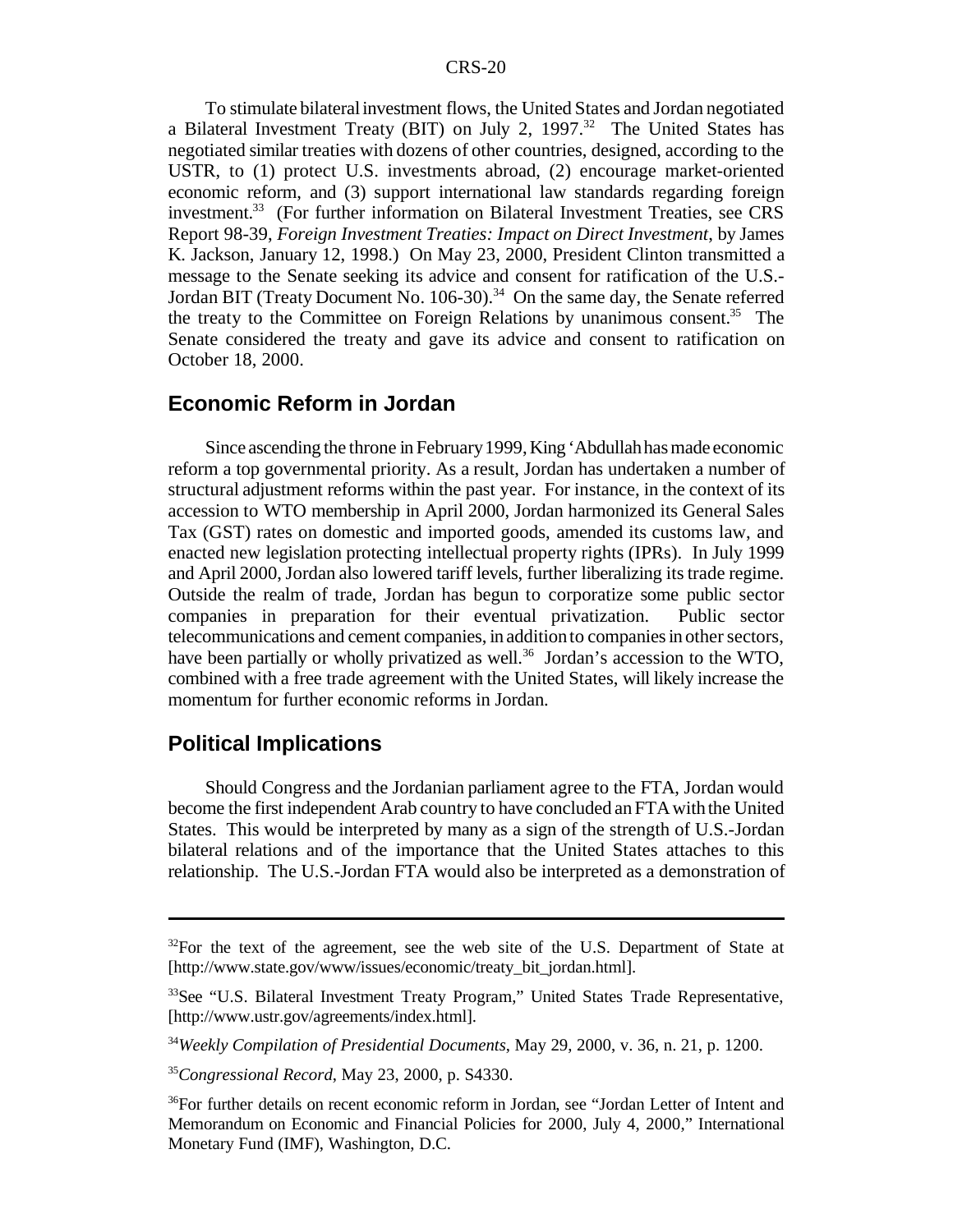To stimulate bilateral investment flows, the United States and Jordan negotiated a Bilateral Investment Treaty (BIT) on July 2, 1997.[32] The United States has negotiated similar treaties with dozens of other countries, designed, according to the USTR, to (1) protect U.S. investments abroad, (2) encourage market-oriented economic reform, and (3) support international law standards regarding foreign investment.[33] (For further information on Bilateral Investment Treaties, see CRS Report 98-39, *Foreign Investment Treaties: Impact on Direct Investment*, by James K. Jackson, January 12, 1998.) On May 23, 2000, President Clinton transmitted a message to the Senate seeking its advice and consent for ratification of the U.S.-Jordan BIT (Treaty Document No. 106-30).[34] On the same day, the Senate referred the treaty to the Committee on Foreign Relations by unanimous consent.[35] The Senate considered the treaty and gave its advice and consent to ratification on October 18, 2000.

## Economic Reform in Jordan

Since ascending the throne in February 1999, King 'Abdullah has made economic reform a top governmental priority. As a result, Jordan has undertaken a number of structural adjustment reforms within the past year. For instance, in the context of its accession to WTO membership in April 2000, Jordan harmonized its General Sales Tax (GST) rates on domestic and imported goods, amended its customs law, and enacted new legislation protecting intellectual property rights (IPRs). In July 1999 and April 2000, Jordan also lowered tariff levels, further liberalizing its trade regime. Outside the realm of trade, Jordan has begun to corporatize some public sector companies in preparation for their eventual privatization. Public sector telecommunications and cement companies, in addition to companies in other sectors, have been partially or wholly privatized as well.[36] Jordan's accession to the WTO, combined with a free trade agreement with the United States, will likely increase the momentum for further economic reforms in Jordan.

## Political Implications

Should Congress and the Jordanian parliament agree to the FTA, Jordan would become the first independent Arab country to have concluded an FTA with the United States. This would be interpreted by many as a sign of the strength of U.S.-Jordan bilateral relations and of the importance that the United States attaches to this relationship. The U.S.-Jordan FTA would also be interpreted as a demonstration of

---

[32]For the text of the agreement, see the web site of the U.S. Department of State at [http://www.state.gov/www/issues/economic/treaty_bit_jordan.html].

[33]See "U.S. Bilateral Investment Treaty Program," United States Trade Representative, [http://www.ustr.gov/agreements/index.html].

[34]*Weekly Compilation of Presidential Documents*, May 29, 2000, v. 36, n. 21, p. 1200.

[35]*Congressional Record*, May 23, 2000, p. S4330.

[36]For further details on recent economic reform in Jordan, see "Jordan Letter of Intent and Memorandum on Economic and Financial Policies for 2000, July 4, 2000," International Monetary Fund (IMF), Washington, D.C.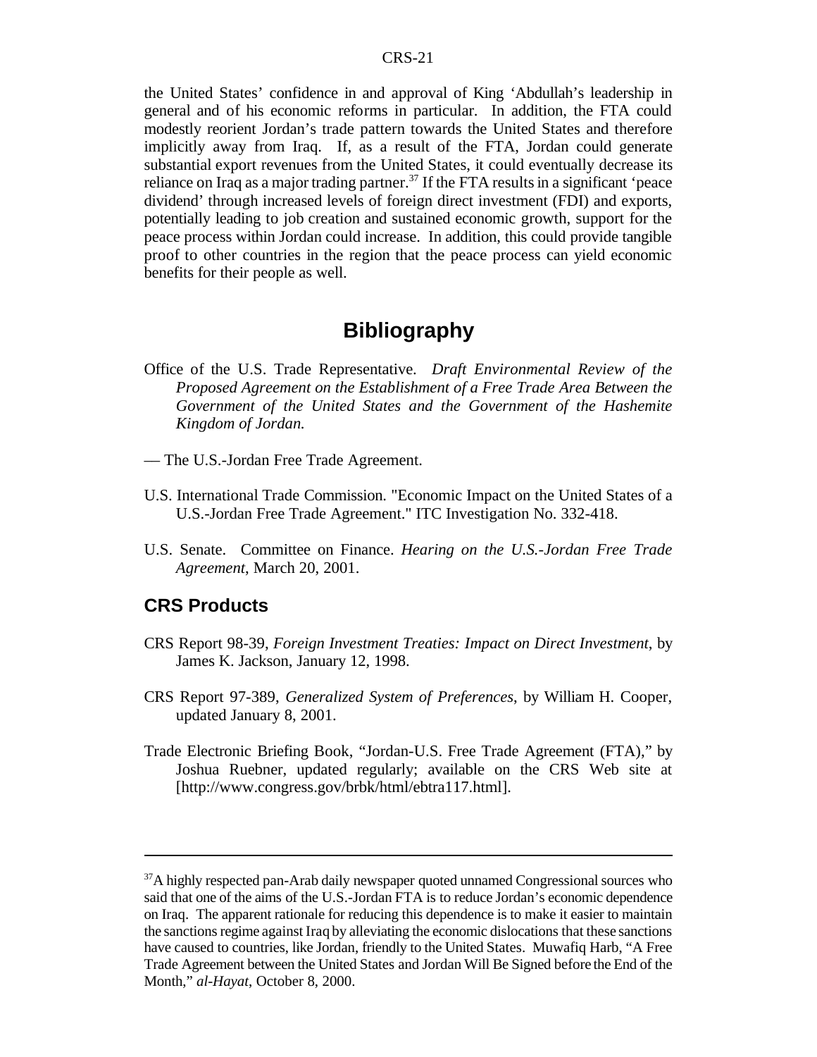the United States' confidence in and approval of King 'Abdullah's leadership in general and of his economic reforms in particular. In addition, the FTA could modestly reorient Jordan's trade pattern towards the United States and therefore implicitly away from Iraq. If, as a result of the FTA, Jordan could generate substantial export revenues from the United States, it could eventually decrease its reliance on Iraq as a major trading partner.[37] If the FTA results in a significant 'peace dividend' through increased levels of foreign direct investment (FDI) and exports, potentially leading to job creation and sustained economic growth, support for the peace process within Jordan could increase. In addition, this could provide tangible proof to other countries in the region that the peace process can yield economic benefits for their people as well.

# Bibliography

Office of the U.S. Trade Representative. *Draft Environmental Review of the Proposed Agreement on the Establishment of a Free Trade Area Between the Government of the United States and the Government of the Hashemite Kingdom of Jordan.*

— The U.S.-Jordan Free Trade Agreement.

U.S. International Trade Commission. "Economic Impact on the United States of a U.S.-Jordan Free Trade Agreement." ITC Investigation No. 332-418.

U.S. Senate. Committee on Finance. *Hearing on the U.S.-Jordan Free Trade Agreement*, March 20, 2001.

## CRS Products

CRS Report 98-39, *Foreign Investment Treaties: Impact on Direct Investment*, by James K. Jackson, January 12, 1998.

CRS Report 97-389, *Generalized System of Preferences*, by William H. Cooper, updated January 8, 2001.

Trade Electronic Briefing Book, "Jordan-U.S. Free Trade Agreement (FTA)," by Joshua Ruebner, updated regularly; available on the CRS Web site at [http://www.congress.gov/brbk/html/ebtra117.html].

---

[37] A highly respected pan-Arab daily newspaper quoted unnamed Congressional sources who said that one of the aims of the U.S.-Jordan FTA is to reduce Jordan's economic dependence on Iraq. The apparent rationale for reducing this dependence is to make it easier to maintain the sanctions regime against Iraq by alleviating the economic dislocations that these sanctions have caused to countries, like Jordan, friendly to the United States. Muwafiq Harb, "A Free Trade Agreement between the United States and Jordan Will Be Signed before the End of the Month," *al-Hayat*, October 8, 2000.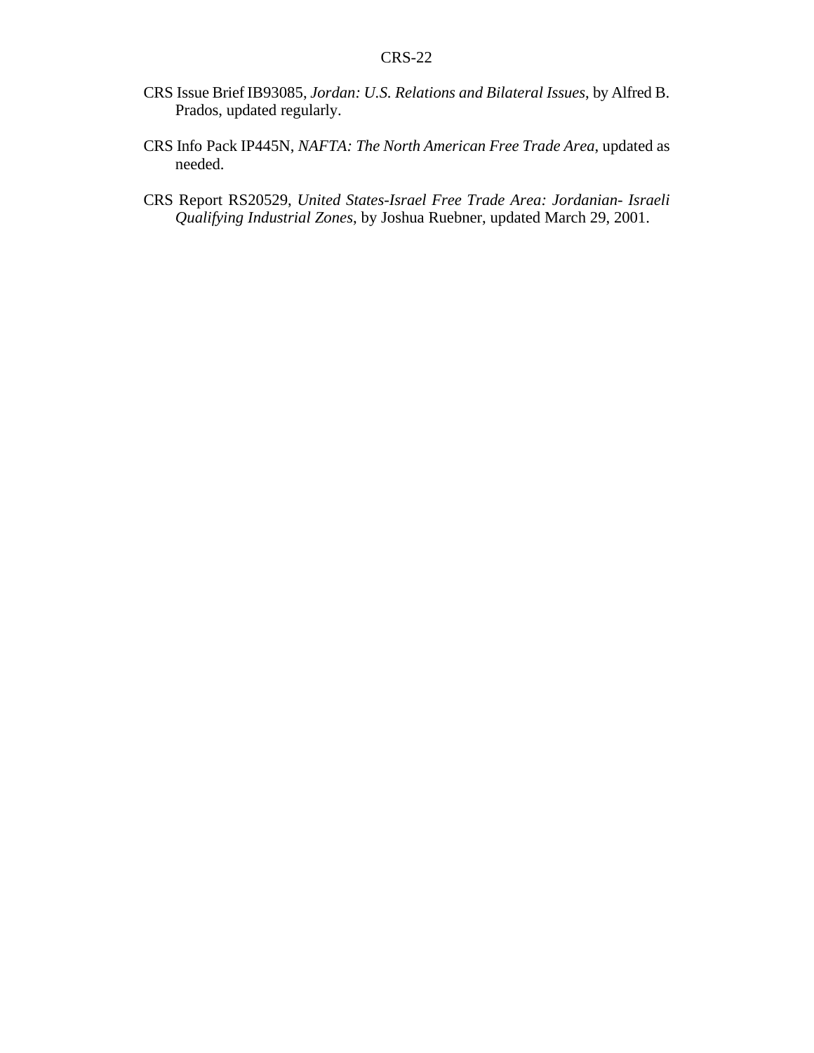CRS Issue Brief IB93085, *Jordan: U.S. Relations and Bilateral Issues*, by Alfred B. Prados, updated regularly.

CRS Info Pack IP445N, *NAFTA: The North American Free Trade Area*, updated as needed.

CRS Report RS20529, *United States-Israel Free Trade Area: Jordanian- Israeli Qualifying Industrial Zones*, by Joshua Ruebner, updated March 29, 2001.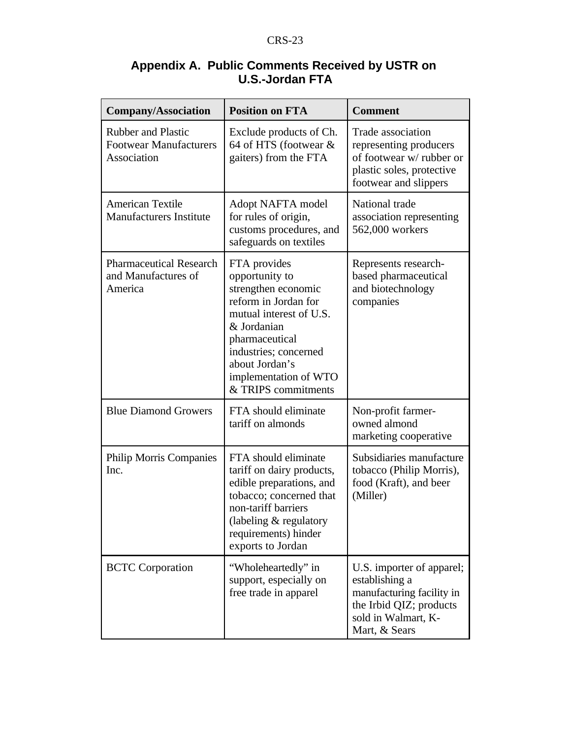## Appendix A. Public Comments Received by USTR on U.S.-Jordan FTA

| Company/Association | Position on FTA | Comment |
|---|---|---|
| Rubber and Plastic Footwear Manufacturers Association | Exclude products of Ch. 64 of HTS (footwear & gaiters) from the FTA | Trade association representing producers of footwear w/ rubber or plastic soles, protective footwear and slippers |
| American Textile Manufacturers Institute | Adopt NAFTA model for rules of origin, customs procedures, and safeguards on textiles | National trade association representing 562,000 workers |
| Pharmaceutical Research and Manufactures of America | FTA provides opportunity to strengthen economic reform in Jordan for mutual interest of U.S. & Jordanian pharmaceutical industries; concerned about Jordan's implementation of WTO & TRIPS commitments | Represents research-based pharmaceutical and biotechnology companies |
| Blue Diamond Growers | FTA should eliminate tariff on almonds | Non-profit farmer-owned almond marketing cooperative |
| Philip Morris Companies Inc. | FTA should eliminate tariff on dairy products, edible preparations, and tobacco; concerned that non-tariff barriers (labeling & regulatory requirements) hinder exports to Jordan | Subsidiaries manufacture tobacco (Philip Morris), food (Kraft), and beer (Miller) |
| BCTC Corporation | "Wholeheartedly" in support, especially on free trade in apparel | U.S. importer of apparel; establishing a manufacturing facility in the Irbid QIZ; products sold in Walmart, K-Mart, & Sears |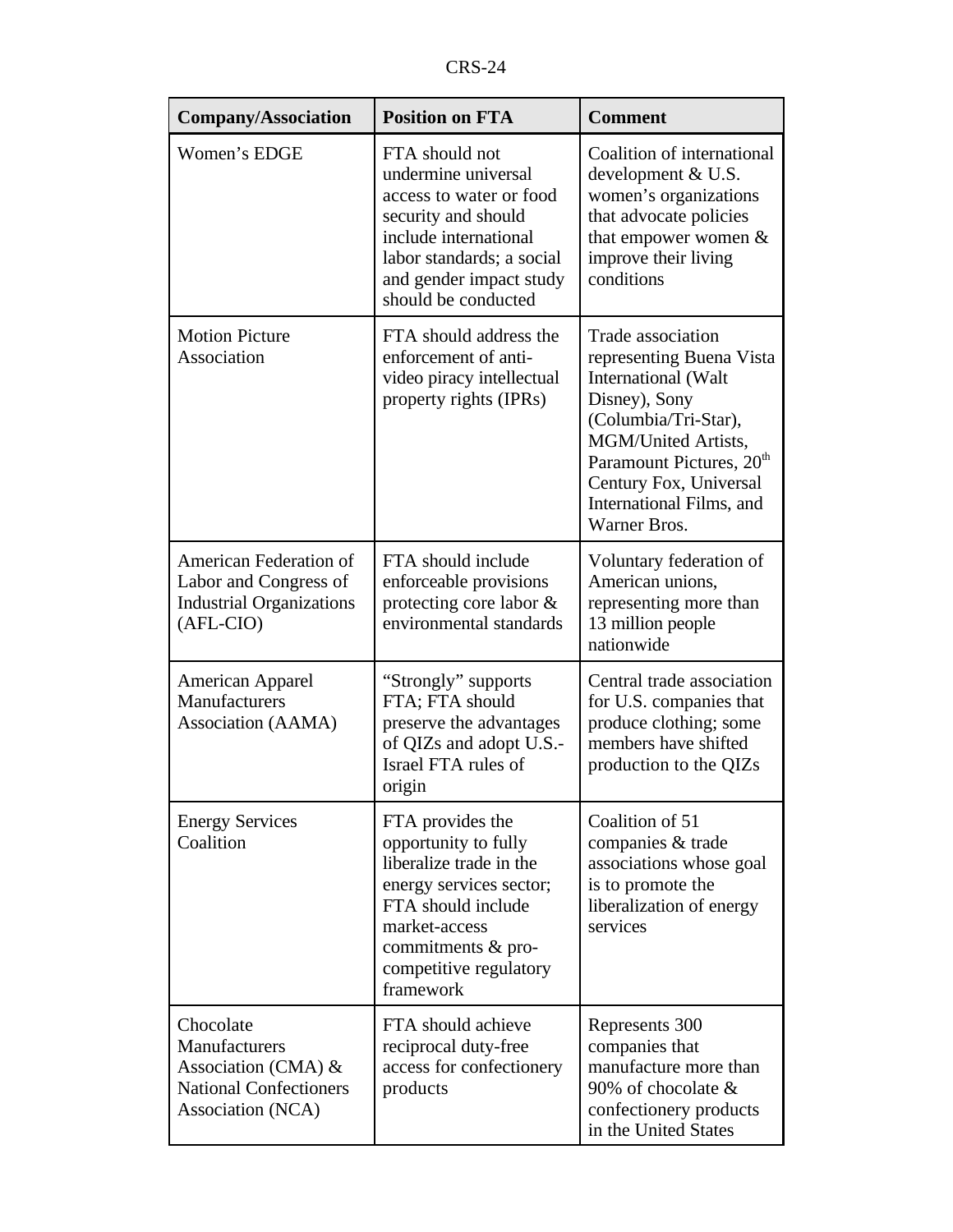| Company/Association | Position on FTA | Comment |
|---|---|---|
| Women's EDGE | FTA should not undermine universal access to water or food security and should include international labor standards; a social and gender impact study should be conducted | Coalition of international development & U.S. women's organizations that advocate policies that empower women & improve their living conditions |
| Motion Picture Association | FTA should address the enforcement of anti-video piracy intellectual property rights (IPRs) | Trade association representing Buena Vista International (Walt Disney), Sony (Columbia/Tri-Star), MGM/United Artists, Paramount Pictures, 20th Century Fox, Universal International Films, and Warner Bros. |
| American Federation of Labor and Congress of Industrial Organizations (AFL-CIO) | FTA should include enforceable provisions protecting core labor & environmental standards | Voluntary federation of American unions, representing more than 13 million people nationwide |
| American Apparel Manufacturers Association (AAMA) | "Strongly" supports FTA; FTA should preserve the advantages of QIZs and adopt U.S.-Israel FTA rules of origin | Central trade association for U.S. companies that produce clothing; some members have shifted production to the QIZs |
| Energy Services Coalition | FTA provides the opportunity to fully liberalize trade in the energy services sector; FTA should include market-access commitments & pro-competitive regulatory framework | Coalition of 51 companies & trade associations whose goal is to promote the liberalization of energy services |
| Chocolate Manufacturers Association (CMA) & National Confectioners Association (NCA) | FTA should achieve reciprocal duty-free access for confectionery products | Represents 300 companies that manufacture more than 90% of chocolate & confectionery products in the United States |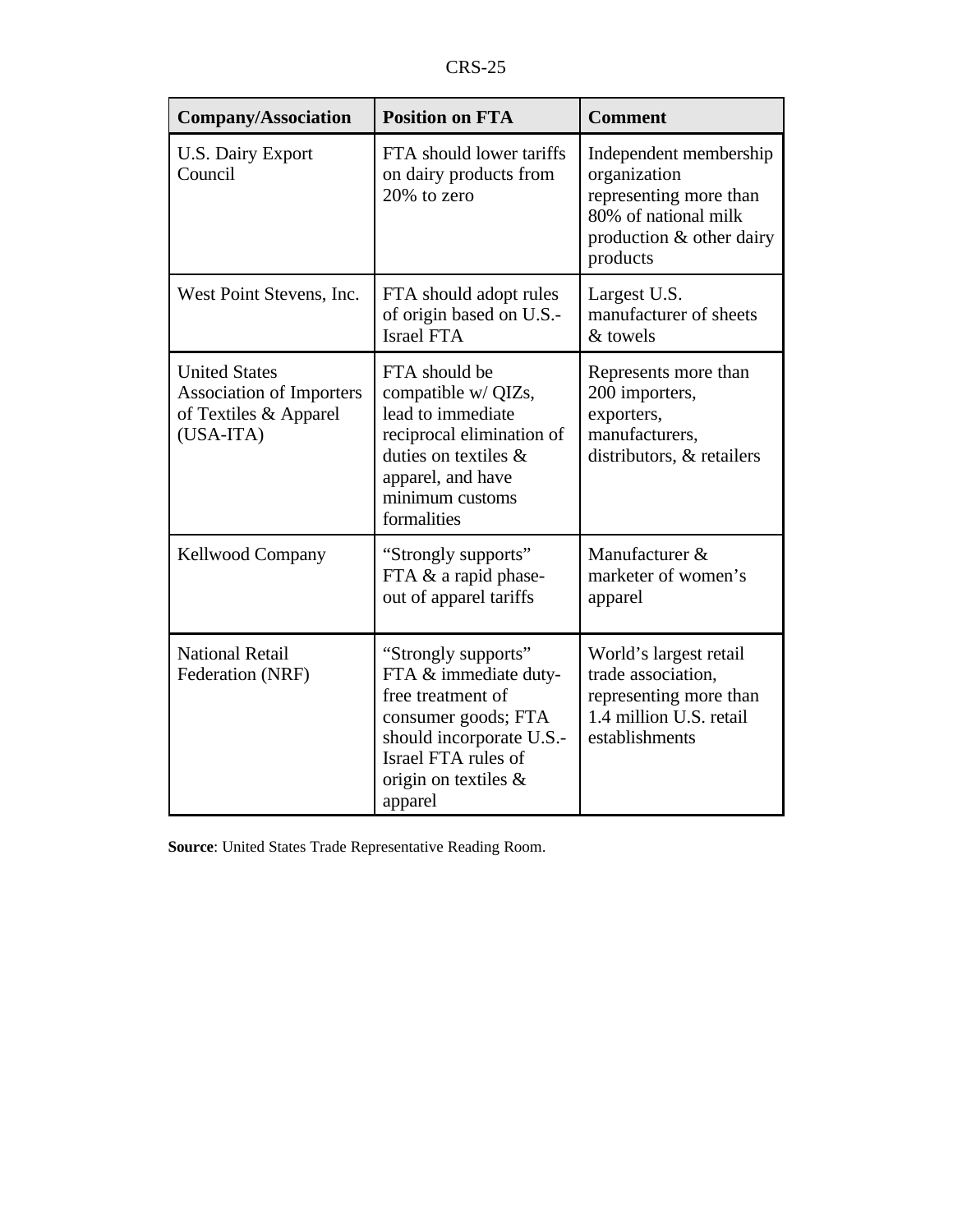| Company/Association | Position on FTA | Comment |
|---|---|---|
| U.S. Dairy Export Council | FTA should lower tariffs on dairy products from 20% to zero | Independent membership organization representing more than 80% of national milk production & other dairy products |
| West Point Stevens, Inc. | FTA should adopt rules of origin based on U.S.-Israel FTA | Largest U.S. manufacturer of sheets & towels |
| United States Association of Importers of Textiles & Apparel (USA-ITA) | FTA should be compatible w/ QIZs, lead to immediate reciprocal elimination of duties on textiles & apparel, and have minimum customs formalities | Represents more than 200 importers, exporters, manufacturers, distributors, & retailers |
| Kellwood Company | "Strongly supports" FTA & a rapid phase-out of apparel tariffs | Manufacturer & marketer of women's apparel |
| National Retail Federation (NRF) | "Strongly supports" FTA & immediate duty-free treatment of consumer goods; FTA should incorporate U.S.-Israel FTA rules of origin on textiles & apparel | World's largest retail trade association, representing more than 1.4 million U.S. retail establishments |

**Source**: United States Trade Representative Reading Room.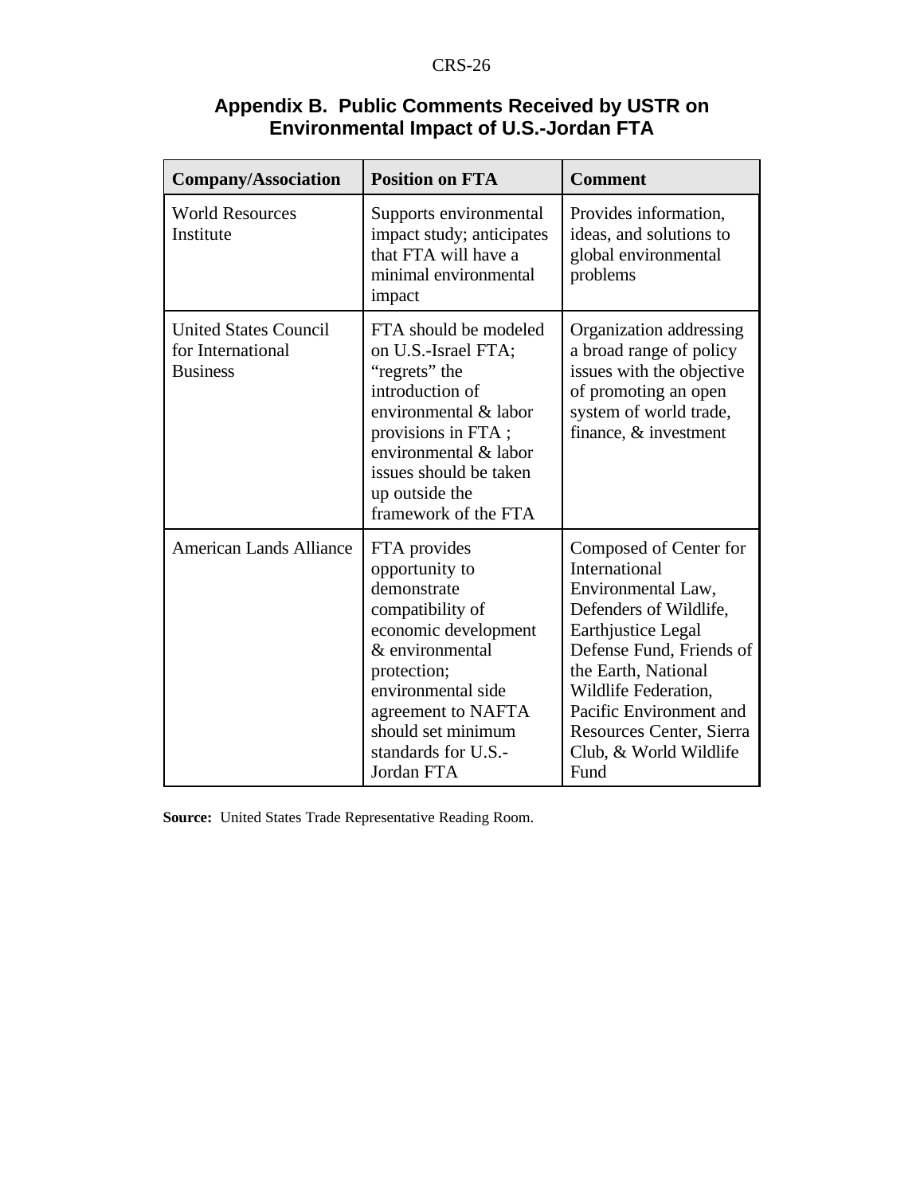## Appendix B. Public Comments Received by USTR on Environmental Impact of U.S.-Jordan FTA

| Company/Association | Position on FTA | Comment |
|---|---|---|
| World Resources Institute | Supports environmental impact study; anticipates that FTA will have a minimal environmental impact | Provides information, ideas, and solutions to global environmental problems |
| United States Council for International Business | FTA should be modeled on U.S.-Israel FTA; "regrets" the introduction of environmental & labor provisions in FTA ; environmental & labor issues should be taken up outside the framework of the FTA | Organization addressing a broad range of policy issues with the objective of promoting an open system of world trade, finance, & investment |
| American Lands Alliance | FTA provides opportunity to demonstrate compatibility of economic development & environmental protection; environmental side agreement to NAFTA should set minimum standards for U.S.-Jordan FTA | Composed of Center for International Environmental Law, Defenders of Wildlife, Earthjustice Legal Defense Fund, Friends of the Earth, National Wildlife Federation, Pacific Environment and Resources Center, Sierra Club, & World Wildlife Fund |

**Source:** United States Trade Representative Reading Room.